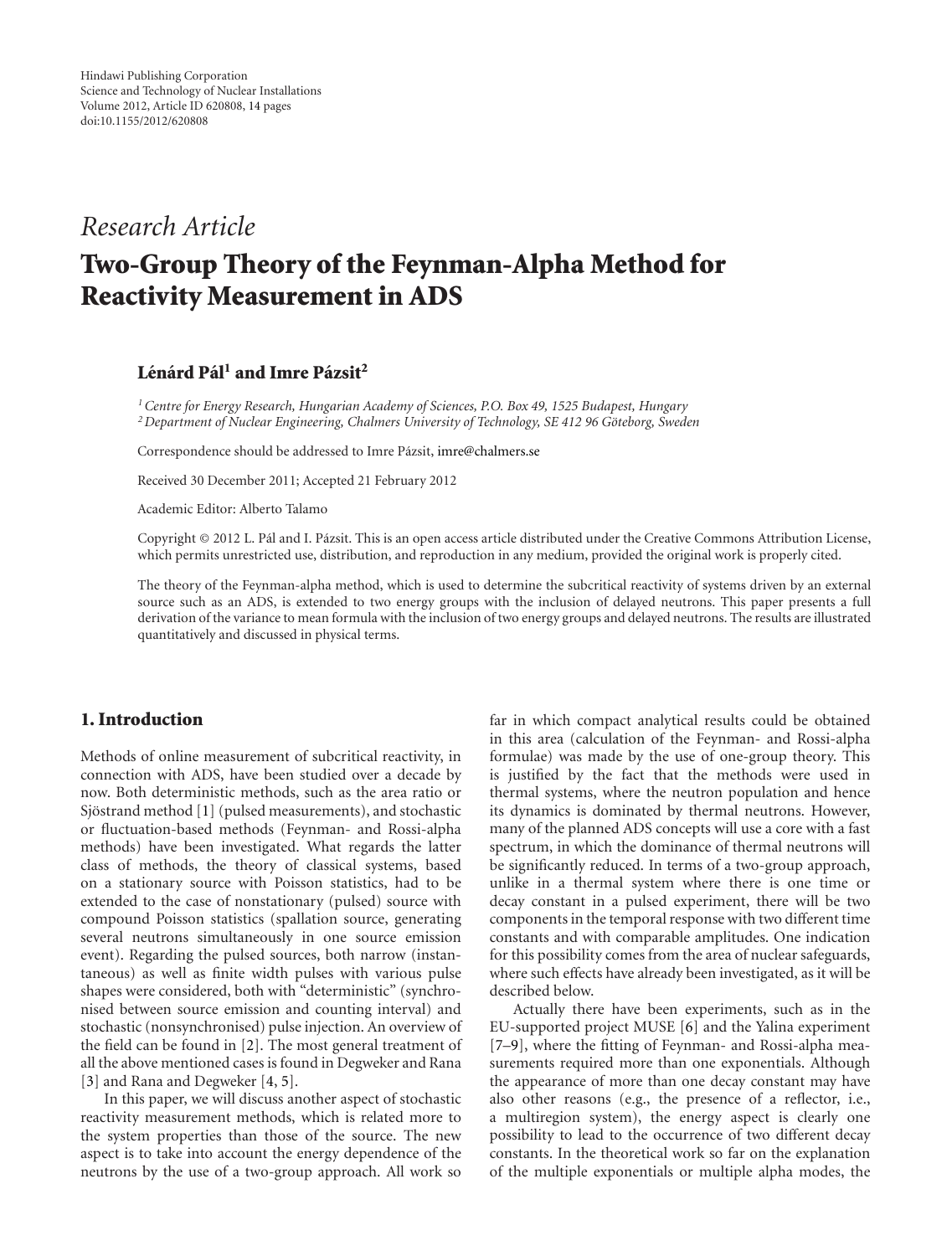*Research Article*

# Two-Group Theory of the Feynman-Alpha Method for Reactivity Measurement in ADS

**Lénárd Pál[1] and Imre Pázsit[2]**

[1] *Centre for Energy Research, Hungarian Academy of Sciences, P.O. Box 49, 1525 Budapest, Hungary*
[2] *Department of Nuclear Engineering, Chalmers University of Technology, SE 412 96 Göteborg, Sweden*

Correspondence should be addressed to Imre Pázsit, imre@chalmers.se

Received 30 December 2011; Accepted 21 February 2012

Academic Editor: Alberto Talamo

Copyright © 2012 L. Pál and I. Pázsit. This is an open access article distributed under the Creative Commons Attribution License, which permits unrestricted use, distribution, and reproduction in any medium, provided the original work is properly cited.

The theory of the Feynman-alpha method, which is used to determine the subcritical reactivity of systems driven by an external source such as an ADS, is extended to two energy groups with the inclusion of delayed neutrons. This paper presents a full derivation of the variance to mean formula with the inclusion of two energy groups and delayed neutrons. The results are illustrated quantitatively and discussed in physical terms.

## 1. Introduction

Methods of online measurement of subcritical reactivity, in connection with ADS, have been studied over a decade by now. Both deterministic methods, such as the area ratio or Sjöstrand method [1] (pulsed measurements), and stochastic or fluctuation-based methods (Feynman- and Rossi-alpha methods) have been investigated. What regards the latter class of methods, the theory of classical systems, based on a stationary source with Poisson statistics, had to be extended to the case of nonstationary (pulsed) source with compound Poisson statistics (spallation source, generating several neutrons simultaneously in one source emission event). Regarding the pulsed sources, both narrow (instantaneous) as well as finite width pulses with various pulse shapes were considered, both with "deterministic" (synchronised between source emission and counting interval) and stochastic (nonsynchronised) pulse injection. An overview of the field can be found in [2]. The most general treatment of all the above mentioned cases is found in Degweker and Rana [3] and Rana and Degweker [4, 5].

In this paper, we will discuss another aspect of stochastic reactivity measurement methods, which is related more to the system properties than those of the source. The new aspect is to take into account the energy dependence of the neutrons by the use of a two-group approach. All work so far in which compact analytical results could be obtained in this area (calculation of the Feynman- and Rossi-alpha formulae) was made by the use of one-group theory. This is justified by the fact that the methods were used in thermal systems, where the neutron population and hence its dynamics is dominated by thermal neutrons. However, many of the planned ADS concepts will use a core with a fast spectrum, in which the dominance of thermal neutrons will be significantly reduced. In terms of a two-group approach, unlike in a thermal system where there is one time or decay constant in a pulsed experiment, there will be two components in the temporal response with two different time constants and with comparable amplitudes. One indication for this possibility comes from the area of nuclear safeguards, where such effects have already been investigated, as it will be described below.

Actually there have been experiments, such as in the EU-supported project MUSE [6] and the Yalina experiment [7–9], where the fitting of Feynman- and Rossi-alpha measurements required more than one exponentials. Although the appearance of more than one decay constant may have also other reasons (e.g., the presence of a reflector, i.e., a multiregion system), the energy aspect is clearly one possibility to lead to the occurrence of two different decay constants. In the theoretical work so far on the explanation of the multiple exponentials or multiple alpha modes, the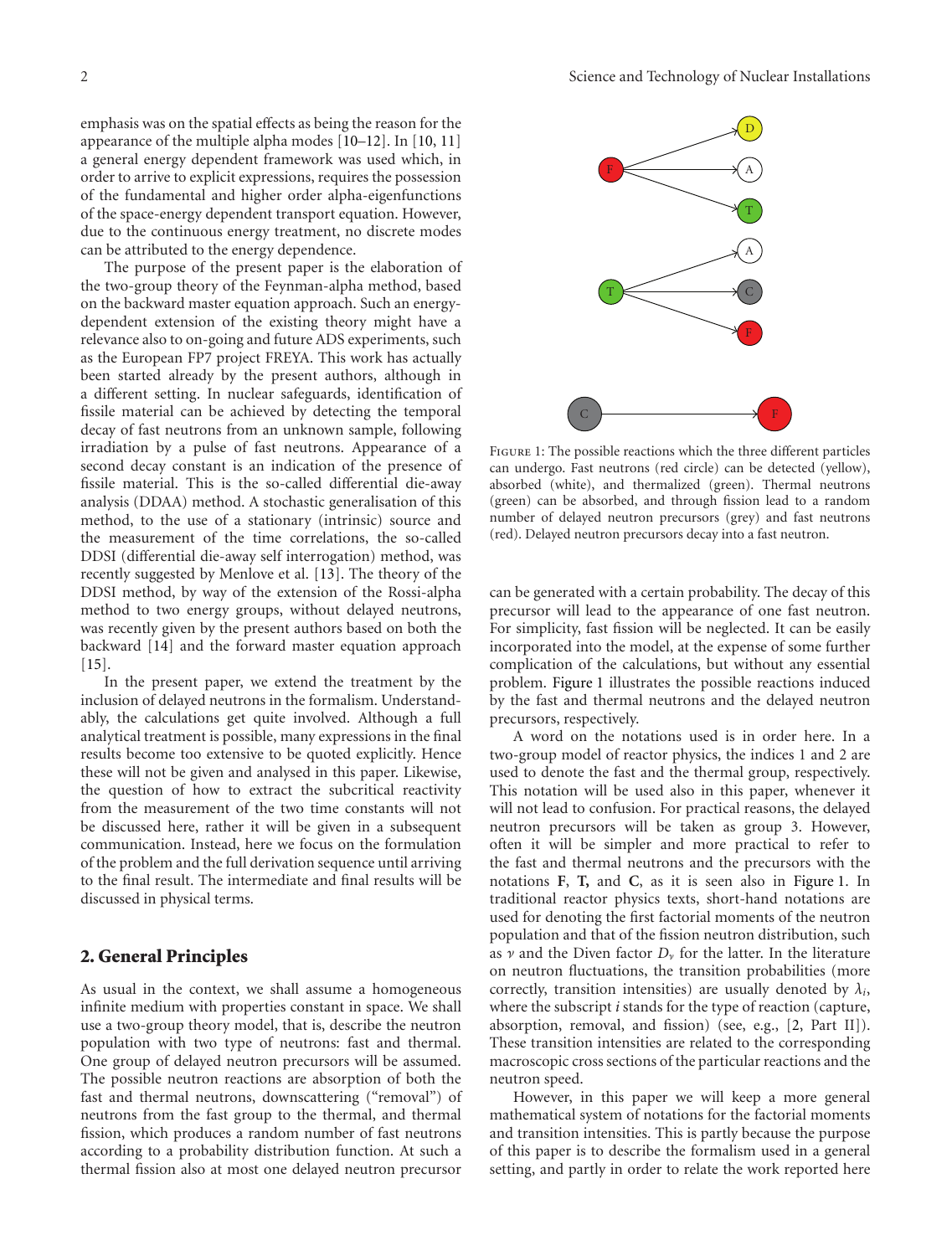emphasis was on the spatial effects as being the reason for the appearance of the multiple alpha modes [10–12]. In [10, 11] a general energy dependent framework was used which, in order to arrive to explicit expressions, requires the possession of the fundamental and higher order alpha-eigenfunctions of the space-energy dependent transport equation. However, due to the continuous energy treatment, no discrete modes can be attributed to the energy dependence.

The purpose of the present paper is the elaboration of the two-group theory of the Feynman-alpha method, based on the backward master equation approach. Such an energy-dependent extension of the existing theory might have a relevance also to on-going and future ADS experiments, such as the European FP7 project FREYA. This work has actually been started already by the present authors, although in a different setting. In nuclear safeguards, identification of fissile material can be achieved by detecting the temporal decay of fast neutrons from an unknown sample, following irradiation by a pulse of fast neutrons. Appearance of a second decay constant is an indication of the presence of fissile material. This is the so-called differential die-away analysis (DDAA) method. A stochastic generalisation of this method, to the use of a stationary (intrinsic) source and the measurement of the time correlations, the so-called DDSI (differential die-away self interrogation) method, was recently suggested by Menlove et al. [13]. The theory of the DDSI method, by way of the extension of the Rossi-alpha method to two energy groups, without delayed neutrons, was recently given by the present authors based on both the backward [14] and the forward master equation approach [15].

In the present paper, we extend the treatment by the inclusion of delayed neutrons in the formalism. Understandably, the calculations get quite involved. Although a full analytical treatment is possible, many expressions in the final results become too extensive to be quoted explicitly. Hence these will not be given and analysed in this paper. Likewise, the question of how to extract the subcritical reactivity from the measurement of the two time constants will not be discussed here, rather it will be given in a subsequent communication. Instead, here we focus on the formulation of the problem and the full derivation sequence until arriving to the final result. The intermediate and final results will be discussed in physical terms.

## 2. General Principles

As usual in the context, we shall assume a homogeneous infinite medium with properties constant in space. We shall use a two-group theory model, that is, describe the neutron population with two type of neutrons: fast and thermal. One group of delayed neutron precursors will be assumed. The possible neutron reactions are absorption of both the fast and thermal neutrons, downscattering ("removal") of neutrons from the fast group to the thermal, and thermal fission, which produces a random number of fast neutrons according to a probability distribution function. At such a thermal fission also at most one delayed neutron precursor can be generated with a certain probability. The decay of this precursor will lead to the appearance of one fast neutron. For simplicity, fast fission will be neglected. It can be easily incorporated into the model, at the expense of some further complication of the calculations, but without any essential problem. Figure 1 illustrates the possible reactions induced by the fast and thermal neutrons and the delayed neutron precursors, respectively.

Figure 1: The possible reactions which the three different particles can undergo. Fast neutrons (red circle) can be detected (yellow), absorbed (white), and thermalized (green). Thermal neutrons (green) can be absorbed, and through fission lead to a random number of delayed neutron precursors (grey) and fast neutrons (red). Delayed neutron precursors decay into a fast neutron.

A word on the notations used is in order here. In a two-group model of reactor physics, the indices 1 and 2 are used to denote the fast and the thermal group, respectively. This notation will be used also in this paper, whenever it will not lead to confusion. For practical reasons, the delayed neutron precursors will be taken as group 3. However, often it will be simpler and more practical to refer to the fast and thermal neutrons and the precursors with the notations **F**, **T,** and **C**, as it is seen also in Figure 1. In traditional reactor physics texts, short-hand notations are used for denoting the first factorial moments of the neutron population and that of the fission neutron distribution, such as $\nu$ and the Diven factor $D_\nu$ for the latter. In the literature on neutron fluctuations, the transition probabilities (more correctly, transition intensities) are usually denoted by $\lambda_i$, where the subscript $i$ stands for the type of reaction (capture, absorption, removal, and fission) (see, e.g., [2, Part II]). These transition intensities are related to the corresponding macroscopic cross sections of the particular reactions and the neutron speed.

However, in this paper we will keep a more general mathematical system of notations for the factorial moments and transition intensities. This is partly because the purpose of this paper is to describe the formalism used in a general setting, and partly in order to relate the work reported here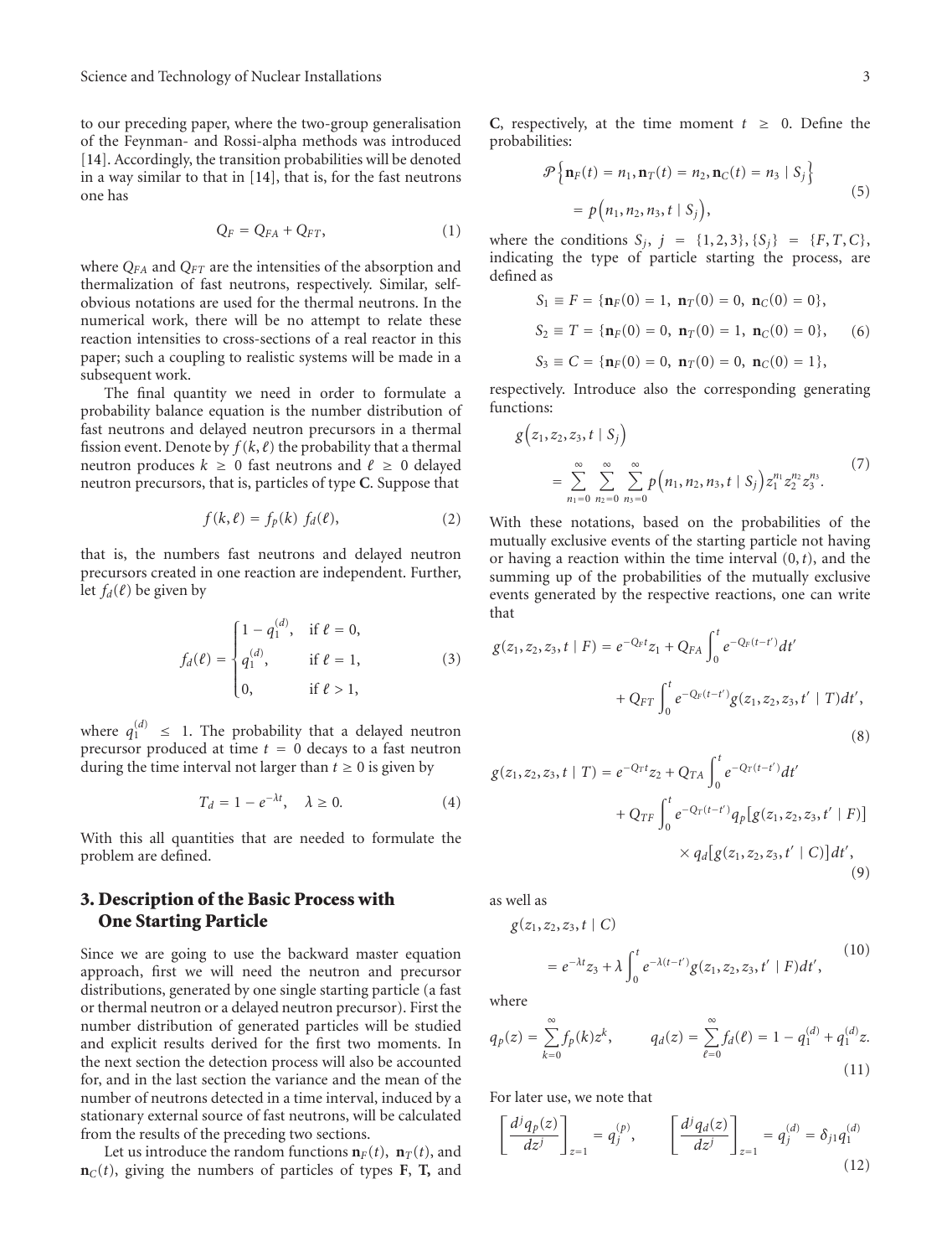to our preceding paper, where the two-group generalisation of the Feynman- and Rossi-alpha methods was introduced [14]. Accordingly, the transition probabilities will be denoted in a way similar to that in [14], that is, for the fast neutrons one has

$$Q_F = Q_{FA} + Q_{FT}, \tag{1}$$

where $Q_{FA}$ and $Q_{FT}$ are the intensities of the absorption and thermalization of fast neutrons, respectively. Similar, self-obvious notations are used for the thermal neutrons. In the numerical work, there will be no attempt to relate these reaction intensities to cross-sections of a real reactor in this paper; such a coupling to realistic systems will be made in a subsequent work.

The final quantity we need in order to formulate a probability balance equation is the number distribution of fast neutrons and delayed neutron precursors in a thermal fission event. Denote by $f(k, \ell)$ the probability that a thermal neutron produces $k \geq 0$ fast neutrons and $\ell \geq 0$ delayed neutron precursors, that is, particles of type **C**. Suppose that

$$f(k, \ell) = f_p(k)\ f_d(\ell), \tag{2}$$

that is, the numbers fast neutrons and delayed neutron precursors created in one reaction are independent. Further, let $f_d(\ell)$ be given by

$$f_d(\ell) = \begin{cases} 1 - q_1^{(d)}, & \text{if } \ell = 0, \\ q_1^{(d)}, & \text{if } \ell = 1, \\ 0, & \text{if } \ell > 1, \end{cases} \tag{3}$$

where $q_1^{(d)} \leq 1$. The probability that a delayed neutron precursor produced at time $t = 0$ decays to a fast neutron during the time interval not larger than $t \geq 0$ is given by

$$T_d = 1 - e^{-\lambda t}, \quad \lambda \geq 0. \tag{4}$$

With this all quantities that are needed to formulate the problem are defined.

## 3. Description of the Basic Process with One Starting Particle

Since we are going to use the backward master equation approach, first we will need the neutron and precursor distributions, generated by one single starting particle (a fast or thermal neutron or a delayed neutron precursor). First the number distribution of generated particles will be studied and explicit results derived for the first two moments. In the next section the detection process will also be accounted for, and in the last section the variance and the mean of the number of neutrons detected in a time interval, induced by a stationary external source of fast neutrons, will be calculated from the results of the preceding two sections.

Let us introduce the random functions $\mathbf{n}_F(t)$, $\mathbf{n}_T(t)$, and $\mathbf{n}_C(t)$, giving the numbers of particles of types **F**, **T**, and **C**, respectively, at the time moment $t \geq 0$. Define the probabilities:

$$\mathcal{P}\left\{\mathbf{n}_F(t) = n_1, \mathbf{n}_T(t) = n_2, \mathbf{n}_C(t) = n_3 \mid S_j\right\} = p\left(n_1, n_2, n_3, t \mid S_j\right), \tag{5}$$

where the conditions $S_j$, $j = \{1, 2, 3\}, \{S_j\} = \{F, T, C\}$, indicating the type of particle starting the process, are defined as

$$\begin{aligned} S_1 &\equiv F = \{\mathbf{n}_F(0) = 1,\ \mathbf{n}_T(0) = 0,\ \mathbf{n}_C(0) = 0\}, \\ S_2 &\equiv T = \{\mathbf{n}_F(0) = 0,\ \mathbf{n}_T(0) = 1,\ \mathbf{n}_C(0) = 0\}, \\ S_3 &\equiv C = \{\mathbf{n}_F(0) = 0,\ \mathbf{n}_T(0) = 0,\ \mathbf{n}_C(0) = 1\}, \end{aligned} \tag{6}$$

respectively. Introduce also the corresponding generating functions:

$$g\left(z_1, z_2, z_3, t \mid S_j\right) = \sum_{n_1=0}^{\infty} \sum_{n_2=0}^{\infty} \sum_{n_3=0}^{\infty} p\left(n_1, n_2, n_3, t \mid S_j\right) z_1^{n_1} z_2^{n_2} z_3^{n_3}. \tag{7}$$

With these notations, based on the probabilities of the mutually exclusive events of the starting particle not having or having a reaction within the time interval $(0, t)$, and the summing up of the probabilities of the mutually exclusive events generated by the respective reactions, one can write that

$$g(z_1, z_2, z_3, t \mid F) = e^{-Q_F t} z_1 + Q_{FA} \int_0^t e^{-Q_F(t-t')} dt' + Q_{FT} \int_0^t e^{-Q_F(t-t')} g(z_1, z_2, z_3, t' \mid T) dt', \tag{8}$$

$$g(z_1, z_2, z_3, t \mid T) = e^{-Q_T t} z_2 + Q_{TA} \int_0^t e^{-Q_T(t-t')} dt' + Q_{TF} \int_0^t e^{-Q_T(t-t')} q_p[g(z_1, z_2, z_3, t' \mid F)] \times q_d[g(z_1, z_2, z_3, t' \mid C)] dt', \tag{9}$$

as well as

$$g(z_1, z_2, z_3, t \mid C) = e^{-\lambda t} z_3 + \lambda \int_0^t e^{-\lambda(t-t')} g(z_1, z_2, z_3, t' \mid F) dt', \tag{10}$$

where

$$q_p(z) = \sum_{k=0}^{\infty} f_p(k) z^k, \qquad q_d(z) = \sum_{\ell=0}^{\infty} f_d(\ell) = 1 - q_1^{(d)} + q_1^{(d)} z. \tag{11}$$

For later use, we note that

$$\left[\frac{d^j q_p(z)}{dz^j}\right]_{z=1} = q_j^{(p)}, \qquad \left[\frac{d^j q_d(z)}{dz^j}\right]_{z=1} = q_j^{(d)} = \delta_{j1} q_1^{(d)} \tag{12}$$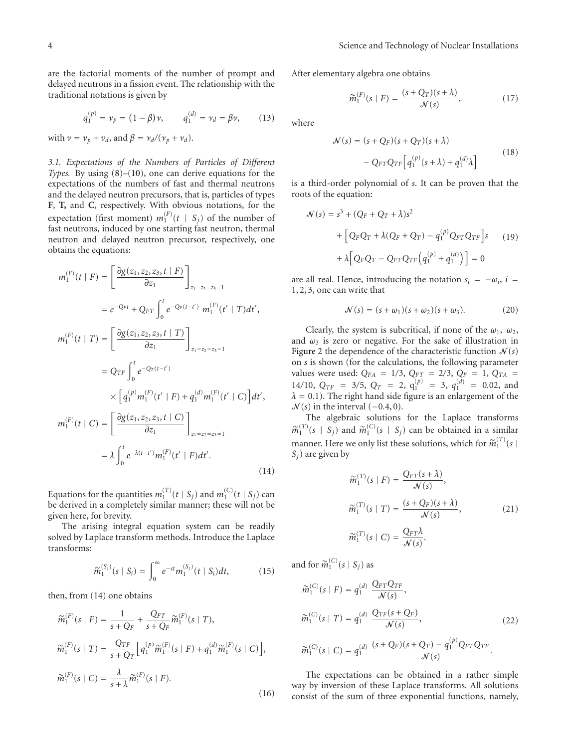are the factorial moments of the number of prompt and delayed neutrons in a fission event. The relationship with the traditional notations is given by

$$q_1^{(p)} = \nu_p = (1-\beta)\nu, \qquad q_1^{(d)} = \nu_d = \beta\nu, \tag{13}$$

with $\nu = \nu_p + \nu_d$, and $\beta = \nu_d/(\nu_p + \nu_d)$.

*3.1. Expectations of the Numbers of Particles of Different Types.* By using (8)–(10), one can derive equations for the expectations of the numbers of fast and thermal neutrons and the delayed neutron precursors, that is, particles of types **F**, **T,** and **C**, respectively. With obvious notations, for the expectation (first moment) $m_1^{(F)}(t \mid S_j)$ of the number of fast neutrons, induced by one starting fast neutron, thermal neutron and delayed neutron precursor, respectively, one obtains the equations:

$$\begin{aligned}
m_1^{(F)}(t \mid F) &= \left[\frac{\partial g(z_1, z_2, z_3, t \mid F)}{\partial z_1}\right]_{z_1=z_2=z_3=1} \\
&= e^{-Q_F t} + Q_{FT}\int_0^t e^{-Q_F(t-t')}\, m_1^{(F)}(t' \mid T)dt', \\
m_1^{(F)}(t \mid T) &= \left[\frac{\partial g(z_1, z_2, z_3, t \mid T)}{\partial z_1}\right]_{z_1=z_2=z_3=1} \\
&= Q_{TF}\int_0^t e^{-Q_T(t-t')} \\
&\quad \times \left[q_1^{(p)} m_1^{(F)}(t' \mid F) + q_1^{(d)} m_1^{(F)}(t' \mid C)\right]dt', \\
m_1^{(F)}(t \mid C) &= \left[\frac{\partial g(z_1, z_2, z_3, t \mid C)}{\partial z_1}\right]_{z_1=z_2=z_3=1} \\
&= \lambda\int_0^t e^{-\lambda(t-t')} m_1^{(F)}(t' \mid F)dt'.
\end{aligned} \tag{14}$$

Equations for the quantities $m_1^{(T)}(t \mid S_j)$ and $m_1^{(C)}(t \mid S_j)$ can be derived in a completely similar manner; these will not be given here, for brevity.

The arising integral equation system can be readily solved by Laplace transform methods. Introduce the Laplace transforms:

$$\widetilde{m}_1^{(S_j)}(s \mid S_i) = \int_0^\infty e^{-st} m_1^{(S_j)}(t \mid S_i)dt, \tag{15}$$

then, from (14) one obtains

$$\begin{aligned}
\widetilde{m}_1^{(F)}(s \mid F) &= \frac{1}{s+Q_F} + \frac{Q_{FT}}{s+Q_F}\widetilde{m}_1^{(F)}(s \mid T), \\
\widetilde{m}_1^{(F)}(s \mid T) &= \frac{Q_{TF}}{s+Q_T}\left[q_1^{(p)}\widetilde{m}_1^{(F)}(s \mid F) + q_1^{(d)}\widetilde{m}_1^{(F)}(s \mid C)\right], \\
\widetilde{m}_1^{(F)}(s \mid C) &= \frac{\lambda}{s+\lambda}\widetilde{m}_1^{(F)}(s \mid F).
\end{aligned} \tag{16}$$

After elementary algebra one obtains

$$\widetilde{m}_1^{(F)}(s \mid F) = \frac{(s+Q_T)(s+\lambda)}{\mathcal{N}(s)}, \tag{17}$$

where

$$\begin{aligned}
\mathcal{N}(s) &= (s+Q_F)(s+Q_T)(s+\lambda) \\
&\quad - Q_{FT}Q_{TF}\left[q_1^{(p)}(s+\lambda) + q_1^{(d)}\lambda\right]
\end{aligned} \tag{18}$$

is a third-order polynomial of $s$. It can be proven that the roots of the equation:

$$\begin{aligned}
\mathcal{N}(s) &= s^3 + (Q_F + Q_T + \lambda)s^2 \\
&\quad + \left[Q_F Q_T + \lambda(Q_F + Q_T) - q_1^{(p)} Q_{FT} Q_{TF}\right]s \\
&\quad + \lambda\left[Q_F Q_T - Q_{FT}Q_{TF}\left(q_1^{(p)} + q_1^{(d)}\right)\right] = 0
\end{aligned} \tag{19}$$

are all real. Hence, introducing the notation $s_i = -\omega_i$, $i = 1, 2, 3$, one can write that

$$\mathcal{N}(s) = (s+\omega_1)(s+\omega_2)(s+\omega_3). \tag{20}$$

Clearly, the system is subcritical, if none of the $\omega_1$, $\omega_2$, and $\omega_3$ is zero or negative. For the sake of illustration in Figure 2 the dependence of the characteristic function $\mathcal{N}(s)$ on $s$ is shown (for the calculations, the following parameter values were used: $Q_{FA} = 1/3$, $Q_{FT} = 2/3$, $Q_F = 1$, $Q_{TA} = 14/10$, $Q_{TF} = 3/5$, $Q_T = 2$, $q_1^{(p)} = 3$, $q_1^{(d)} = 0.02$, and $\lambda = 0.1$). The right hand side figure is an enlargement of the $\mathcal{N}(s)$ in the interval $(-0.4, 0)$.

The algebraic solutions for the Laplace transforms $\widetilde{m}_1^{(T)}(s \mid S_j)$ and $\widetilde{m}_1^{(C)}(s \mid S_j)$ can be obtained in a similar manner. Here we only list these solutions, which for $\widetilde{m}_1^{(T)}(s \mid S_j)$ are given by

$$\begin{aligned}
\widetilde{m}_1^{(T)}(s \mid F) &= \frac{Q_{FT}(s+\lambda)}{\mathcal{N}(s)}, \\
\widetilde{m}_1^{(T)}(s \mid T) &= \frac{(s+Q_F)(s+\lambda)}{\mathcal{N}(s)}, \\
\widetilde{m}_1^{(T)}(s \mid C) &= \frac{Q_{FT}\lambda}{\mathcal{N}(s)}.
\end{aligned} \tag{21}$$

and for $\widetilde{m}_1^{(C)}(s \mid S_j)$ as

$$\begin{aligned}
\widetilde{m}_1^{(C)}(s \mid F) &= q_1^{(d)}\,\frac{Q_{FT}Q_{TF}}{\mathcal{N}(s)}, \\
\widetilde{m}_1^{(C)}(s \mid T) &= q_1^{(d)}\,\frac{Q_{TF}(s+Q_F)}{\mathcal{N}(s)}, \\
\widetilde{m}_1^{(C)}(s \mid C) &= q_1^{(d)}\,\frac{(s+Q_F)(s+Q_T) - q_1^{(p)}Q_{FT}Q_{TF}}{\mathcal{N}(s)}.
\end{aligned} \tag{22}$$

The expectations can be obtained in a rather simple way by inversion of these Laplace transforms. All solutions consist of the sum of three exponential functions, namely,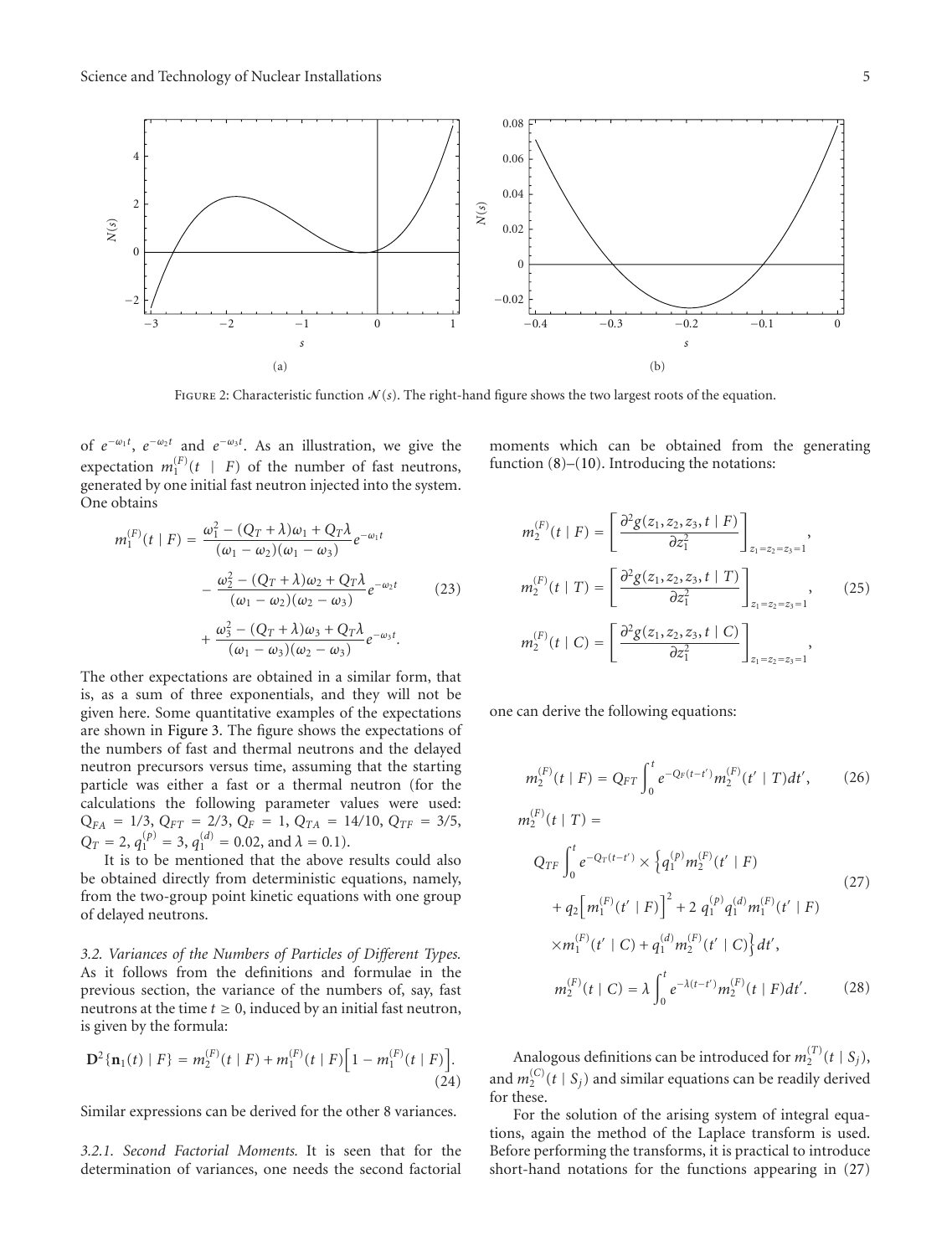FIGURE 2: Characteristic function $\mathcal{N}(s)$. The right-hand figure shows the two largest roots of the equation.

of $e^{-\omega_1 t}$, $e^{-\omega_2 t}$ and $e^{-\omega_3 t}$. As an illustration, we give the expectation $m_1^{(F)}(t \mid F)$ of the number of fast neutrons, generated by one initial fast neutron injected into the system. One obtains

$$m_1^{(F)}(t \mid F) = \frac{\omega_1^2 - (Q_T + \lambda)\omega_1 + Q_T\lambda}{(\omega_1 - \omega_2)(\omega_1 - \omega_3)} e^{-\omega_1 t} - \frac{\omega_2^2 - (Q_T + \lambda)\omega_2 + Q_T\lambda}{(\omega_1 - \omega_2)(\omega_2 - \omega_3)} e^{-\omega_2 t} + \frac{\omega_3^2 - (Q_T + \lambda)\omega_3 + Q_T\lambda}{(\omega_1 - \omega_3)(\omega_2 - \omega_3)} e^{-\omega_3 t}. \tag{23}$$

The other expectations are obtained in a similar form, that is, as a sum of three exponentials, and they will not be given here. Some quantitative examples of the expectations are shown in Figure 3. The figure shows the expectations of the numbers of fast and thermal neutrons and the delayed neutron precursors versus time, assuming that the starting particle was either a fast or a thermal neutron (for the calculations the following parameter values were used: $Q_{FA} = 1/3$, $Q_{FT} = 2/3$, $Q_F = 1$, $Q_{TA} = 14/10$, $Q_{TF} = 3/5$, $Q_T = 2$, $q_1^{(p)} = 3$, $q_1^{(d)} = 0.02$, and $\lambda = 0.1$).

It is to be mentioned that the above results could also be obtained directly from deterministic equations, namely, from the two-group point kinetic equations with one group of delayed neutrons.

*3.2. Variances of the Numbers of Particles of Different Types.* As it follows from the definitions and formulae in the previous section, the variance of the numbers of, say, fast neutrons at the time $t \geq 0$, induced by an initial fast neutron, is given by the formula:

$$\mathbf{D}^2\{\mathbf{n}_1(t) \mid F\} = m_2^{(F)}(t \mid F) + m_1^{(F)}(t \mid F)\left[1 - m_1^{(F)}(t \mid F)\right]. \tag{24}$$

Similar expressions can be derived for the other 8 variances.

*3.2.1. Second Factorial Moments.* It is seen that for the determination of variances, one needs the second factorial moments which can be obtained from the generating function (8)–(10). Introducing the notations:

$$m_2^{(F)}(t \mid F) = \left[\frac{\partial^2 g(z_1, z_2, z_3, t \mid F)}{\partial z_1^2}\right]_{z_1=z_2=z_3=1},$$
$$m_2^{(F)}(t \mid T) = \left[\frac{\partial^2 g(z_1, z_2, z_3, t \mid T)}{\partial z_1^2}\right]_{z_1=z_2=z_3=1}, \tag{25}$$
$$m_2^{(F)}(t \mid C) = \left[\frac{\partial^2 g(z_1, z_2, z_3, t \mid C)}{\partial z_1^2}\right]_{z_1=z_2=z_3=1},$$

one can derive the following equations:

$$m_2^{(F)}(t \mid F) = Q_{FT} \int_0^t e^{-Q_F(t-t')} m_2^{(F)}(t' \mid T) dt', \tag{26}$$

$$m_2^{(F)}(t \mid T) = Q_{TF} \int_0^t e^{-Q_T(t-t')} \times \left\{ q_1^{(p)} m_2^{(F)}(t' \mid F) + q_2 \left[m_1^{(F)}(t' \mid F)\right]^2 + 2\, q_1^{(p)} q_1^{(d)} m_1^{(F)}(t' \mid F) \times m_1^{(F)}(t' \mid C) + q_1^{(d)} m_2^{(F)}(t' \mid C) \right\} dt', \tag{27}$$

$$m_2^{(F)}(t \mid C) = \lambda \int_0^t e^{-\lambda(t-t')} m_2^{(F)}(t \mid F) dt'. \tag{28}$$

Analogous definitions can be introduced for $m_2^{(T)}(t \mid S_j)$, and $m_2^{(C)}(t \mid S_j)$ and similar equations can be readily derived for these.

For the solution of the arising system of integral equations, again the method of the Laplace transform is used. Before performing the transforms, it is practical to introduce short-hand notations for the functions appearing in (27)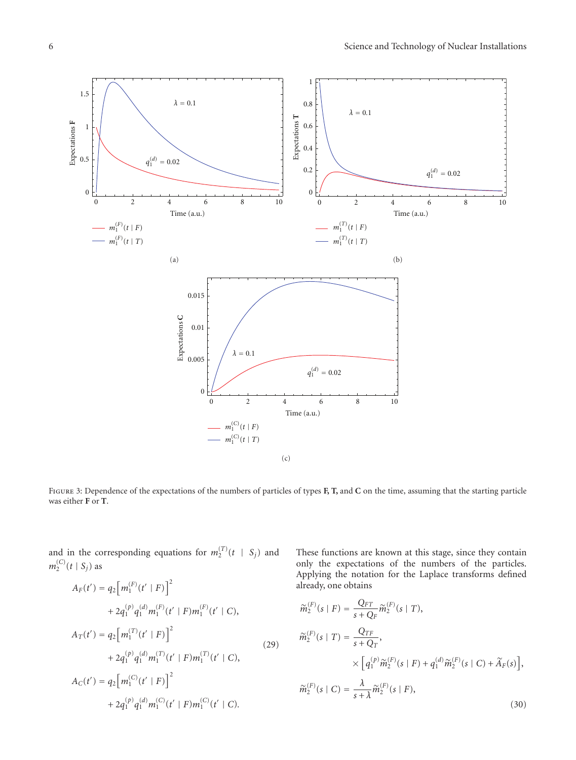Figure 3: Dependence of the expectations of the numbers of particles of types **F, T,** and **C** on the time, assuming that the starting particle was either **F** or **T**.

and in the corresponding equations for $m_2^{(T)}(t \mid S_j)$ and $m_2^{(C)}(t \mid S_j)$ as

$$
\begin{aligned}
A_F(t') &= q_2\left[m_1^{(F)}(t' \mid F)\right]^2 \\
&\quad + 2q_1^{(p)}q_1^{(d)}m_1^{(F)}(t' \mid F)m_1^{(F)}(t' \mid C), \\
A_T(t') &= q_2\left[m_1^{(T)}(t' \mid F)\right]^2 \\
&\quad + 2q_1^{(p)}q_1^{(d)}m_1^{(T)}(t' \mid F)m_1^{(T)}(t' \mid C), \\
A_C(t') &= q_2\left[m_1^{(C)}(t' \mid F)\right]^2 \\
&\quad + 2q_1^{(p)}q_1^{(d)}m_1^{(C)}(t' \mid F)m_1^{(C)}(t' \mid C).
\end{aligned}
\tag{29}
$$

These functions are known at this stage, since they contain only the expectations of the numbers of the particles. Applying the notation for the Laplace transforms defined already, one obtains

$$
\begin{aligned}
\tilde{m}_2^{(F)}(s \mid F) &= \frac{Q_{FT}}{s+Q_F}\tilde{m}_2^{(F)}(s \mid T), \\
\tilde{m}_2^{(F)}(s \mid T) &= \frac{Q_{TF}}{s+Q_T}, \\
&\quad \times \left[q_1^{(p)}\tilde{m}_2^{(F)}(s \mid F) + q_1^{(d)}\tilde{m}_2^{(F)}(s \mid C) + \tilde{A}_F(s)\right], \\
\tilde{m}_2^{(F)}(s \mid C) &= \frac{\lambda}{s+\lambda}\tilde{m}_2^{(F)}(s \mid F),
\end{aligned}
\tag{30}
$$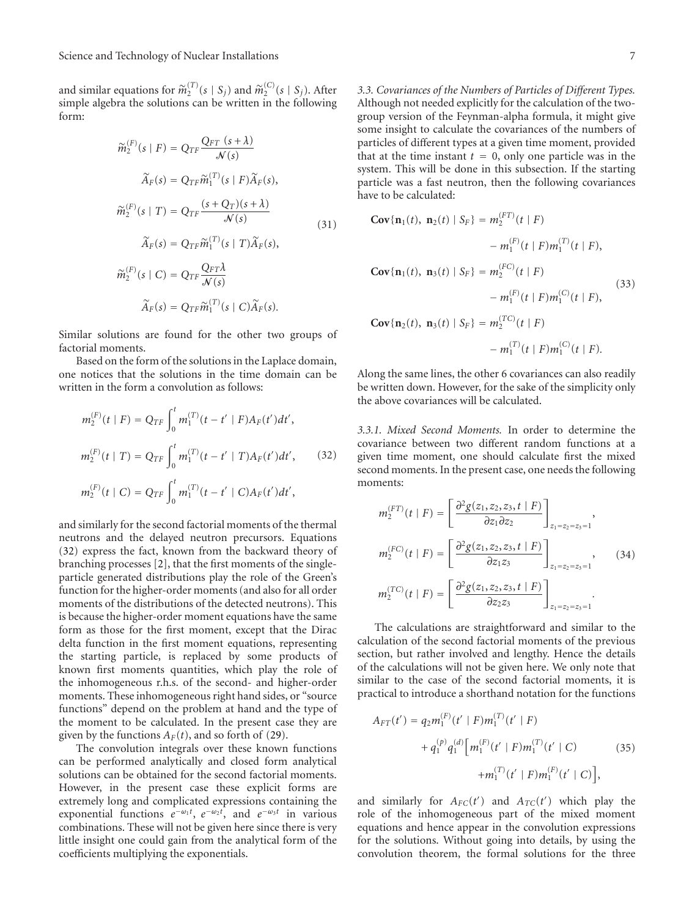and similar equations for $\widetilde{m}_2^{(T)}(s \mid S_j)$ and $\widetilde{m}_2^{(C)}(s \mid S_j)$. After simple algebra the solutions can be written in the following form:

$$
\begin{aligned}
\widetilde{m}_2^{(F)}(s \mid F) &= Q_{TF} \frac{Q_{FT}\ (s+\lambda)}{\mathcal{N}(s)} \\
&\quad \widetilde{A}_F(s) = Q_{TF} \widetilde{m}_1^{(T)}(s \mid F) \widetilde{A}_F(s), \\
\widetilde{m}_2^{(F)}(s \mid T) &= Q_{TF} \frac{(s+Q_T)(s+\lambda)}{\mathcal{N}(s)} \\
&\quad \widetilde{A}_F(s) = Q_{TF} \widetilde{m}_1^{(T)}(s \mid T) \widetilde{A}_F(s), \\
\widetilde{m}_2^{(F)}(s \mid C) &= Q_{TF} \frac{Q_{FT}\lambda}{\mathcal{N}(s)} \\
&\quad \widetilde{A}_F(s) = Q_{TF} \widetilde{m}_1^{(T)}(s \mid C) \widetilde{A}_F(s).
\end{aligned}
\tag{31}
$$

Similar solutions are found for the other two groups of factorial moments.

Based on the form of the solutions in the Laplace domain, one notices that the solutions in the time domain can be written in the form a convolution as follows:

$$
\begin{aligned}
m_2^{(F)}(t \mid F) &= Q_{TF} \int_0^t m_1^{(T)}(t-t' \mid F) A_F(t')dt', \\
m_2^{(F)}(t \mid T) &= Q_{TF} \int_0^t m_1^{(T)}(t-t' \mid T) A_F(t')dt', \\
m_2^{(F)}(t \mid C) &= Q_{TF} \int_0^t m_1^{(T)}(t-t' \mid C) A_F(t')dt',
\end{aligned}
\tag{32}
$$

and similarly for the second factorial moments of the thermal neutrons and the delayed neutron precursors. Equations (32) express the fact, known from the backward theory of branching processes [2], that the first moments of the single-particle generated distributions play the role of the Green's function for the higher-order moments (and also for all order moments of the distributions of the detected neutrons). This is because the higher-order moment equations have the same form as those for the first moment, except that the Dirac delta function in the first moment equations, representing the starting particle, is replaced by some products of known first moments quantities, which play the role of the inhomogeneous r.h.s. of the second- and higher-order moments. These inhomogeneous right hand sides, or "source functions" depend on the problem at hand and the type of the moment to be calculated. In the present case they are given by the functions $A_F(t)$, and so forth of (29).

The convolution integrals over these known functions can be performed analytically and closed form analytical solutions can be obtained for the second factorial moments. However, in the present case these explicit forms are extremely long and complicated expressions containing the exponential functions $e^{-\omega_1 t}$, $e^{-\omega_2 t}$, and $e^{-\omega_3 t}$ in various combinations. These will not be given here since there is very little insight one could gain from the analytical form of the coefficients multiplying the exponentials.

*3.3. Covariances of the Numbers of Particles of Different Types.* Although not needed explicitly for the calculation of the two-group version of the Feynman-alpha formula, it might give some insight to calculate the covariances of the numbers of particles of different types at a given time moment, provided that at the time instant $t = 0$, only one particle was in the system. This will be done in this subsection. If the starting particle was a fast neutron, then the following covariances have to be calculated:

$$
\begin{aligned}
\mathbf{Cov}\{\mathbf{n}_1(t),\ \mathbf{n}_2(t) \mid S_F\} &= m_2^{(FT)}(t \mid F) \\
&\quad - m_1^{(F)}(t \mid F) m_1^{(T)}(t \mid F), \\
\mathbf{Cov}\{\mathbf{n}_1(t),\ \mathbf{n}_3(t) \mid S_F\} &= m_2^{(FC)}(t \mid F) \\
&\quad - m_1^{(F)}(t \mid F) m_1^{(C)}(t \mid F), \\
\mathbf{Cov}\{\mathbf{n}_2(t),\ \mathbf{n}_3(t) \mid S_F\} &= m_2^{(TC)}(t \mid F) \\
&\quad - m_1^{(T)}(t \mid F) m_1^{(C)}(t \mid F).
\end{aligned}
\tag{33}
$$

Along the same lines, the other 6 covariances can also readily be written down. However, for the sake of the simplicity only the above covariances will be calculated.

*3.3.1. Mixed Second Moments.* In order to determine the covariance between two different random functions at a given time moment, one should calculate first the mixed second moments. In the present case, one needs the following moments:

$$
\begin{aligned}
m_2^{(FT)}(t \mid F) &= \left[ \frac{\partial^2 g(z_1, z_2, z_3, t \mid F)}{\partial z_1 \partial z_2} \right]_{z_1 = z_2 = z_3 = 1}, \\
m_2^{(FC)}(t \mid F) &= \left[ \frac{\partial^2 g(z_1, z_2, z_3, t \mid F)}{\partial z_1 z_3} \right]_{z_1 = z_2 = z_3 = 1}, \\
m_2^{(TC)}(t \mid F) &= \left[ \frac{\partial^2 g(z_1, z_2, z_3, t \mid F)}{\partial z_2 z_3} \right]_{z_1 = z_2 = z_3 = 1}.
\end{aligned}
\tag{34}
$$

The calculations are straightforward and similar to the calculation of the second factorial moments of the previous section, but rather involved and lengthy. Hence the details of the calculations will not be given here. We only note that similar to the case of the second factorial moments, it is practical to introduce a shorthand notation for the functions

$$
\begin{aligned}
A_{FT}(t') &= q_2 m_1^{(F)}(t' \mid F) m_1^{(T)}(t' \mid F) \\
&\quad + q_1^{(p)} q_1^{(d)} \Big[ m_1^{(F)}(t' \mid F) m_1^{(T)}(t' \mid C) \\
&\quad + m_1^{(T)}(t' \mid F) m_1^{(F)}(t' \mid C) \Big],
\end{aligned}
\tag{35}
$$

and similarly for $A_{FC}(t')$ and $A_{TC}(t')$ which play the role of the inhomogeneous part of the mixed moment equations and hence appear in the convolution expressions for the solutions. Without going into details, by using the convolution theorem, the formal solutions for the three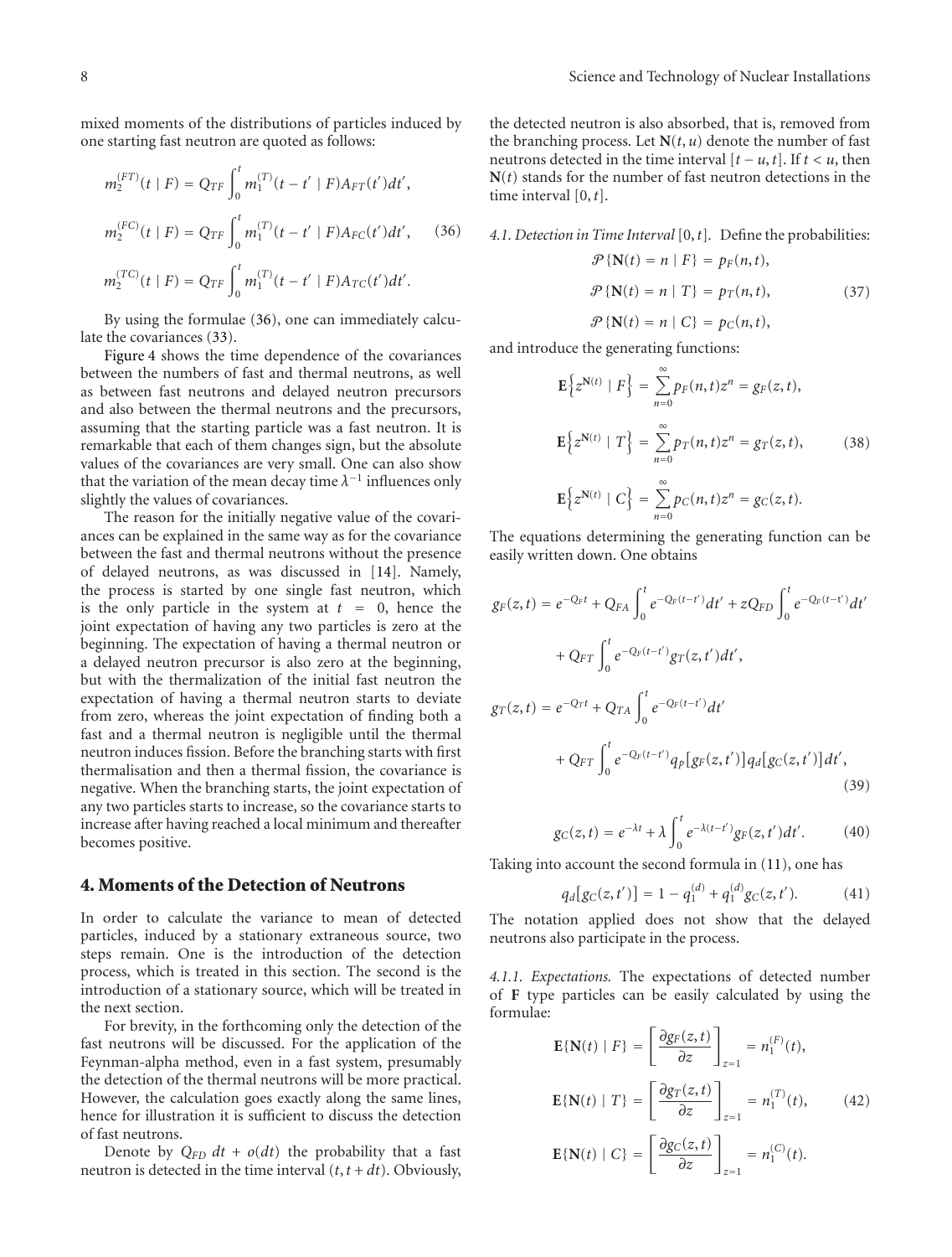mixed moments of the distributions of particles induced by one starting fast neutron are quoted as follows:

$$
\begin{aligned}
m_2^{(FT)}(t \mid F) &= Q_{TF} \int_0^t m_1^{(T)}(t-t' \mid F) A_{FT}(t')dt', \\
m_2^{(FC)}(t \mid F) &= Q_{TF} \int_0^t m_1^{(T)}(t-t' \mid F) A_{FC}(t')dt', \\
m_2^{(TC)}(t \mid F) &= Q_{TF} \int_0^t m_1^{(T)}(t-t' \mid F) A_{TC}(t')dt'.
\end{aligned}
\tag{36}
$$

By using the formulae (36), one can immediately calculate the covariances (33).

Figure 4 shows the time dependence of the covariances between the numbers of fast and thermal neutrons, as well as between fast neutrons and delayed neutron precursors and also between the thermal neutrons and the precursors, assuming that the starting particle was a fast neutron. It is remarkable that each of them changes sign, but the absolute values of the covariances are very small. One can also show that the variation of the mean decay time $\lambda^{-1}$ influences only slightly the values of covariances.

The reason for the initially negative value of the covariances can be explained in the same way as for the covariance between the fast and thermal neutrons without the presence of delayed neutrons, as was discussed in [14]. Namely, the process is started by one single fast neutron, which is the only particle in the system at $t = 0$, hence the joint expectation of having any two particles is zero at the beginning. The expectation of having a thermal neutron or a delayed neutron precursor is also zero at the beginning, but with the thermalization of the initial fast neutron the expectation of having a thermal neutron starts to deviate from zero, whereas the joint expectation of finding both a fast and a thermal neutron is negligible until the thermal neutron induces fission. Before the branching starts with first thermalisation and then a thermal fission, the covariance is negative. When the branching starts, the joint expectation of any two particles starts to increase, so the covariance starts to increase after having reached a local minimum and thereafter becomes positive.

## 4. Moments of the Detection of Neutrons

In order to calculate the variance to mean of detected particles, induced by a stationary extraneous source, two steps remain. One is the introduction of the detection process, which is treated in this section. The second is the introduction of a stationary source, which will be treated in the next section.

For brevity, in the forthcoming only the detection of the fast neutrons will be discussed. For the application of the Feynman-alpha method, even in a fast system, presumably the detection of the thermal neutrons will be more practical. However, the calculation goes exactly along the same lines, hence for illustration it is sufficient to discuss the detection of fast neutrons.

Denote by $Q_{FD}\, dt + o(dt)$ the probability that a fast neutron is detected in the time interval $(t, t+dt)$. Obviously, the detected neutron is also absorbed, that is, removed from the branching process. Let $\mathbf{N}(t,u)$ denote the number of fast neutrons detected in the time interval $[t-u, t]$. If $t < u$, then $\mathbf{N}(t)$ stands for the number of fast neutron detections in the time interval $[0, t]$.

*4.1. Detection in Time Interval* $[0,t]$. Define the probabilities:

$$
\begin{aligned}
\mathcal{P}\{\mathbf{N}(t) = n \mid F\} &= p_F(n,t), \\
\mathcal{P}\{\mathbf{N}(t) = n \mid T\} &= p_T(n,t), \\
\mathcal{P}\{\mathbf{N}(t) = n \mid C\} &= p_C(n,t),
\end{aligned}
\tag{37}
$$

and introduce the generating functions:

$$
\begin{aligned}
\mathbf{E}\left\{z^{\mathbf{N}(t)} \mid F\right\} &= \sum_{n=0}^{\infty} p_F(n,t) z^n = g_F(z,t), \\
\mathbf{E}\left\{z^{\mathbf{N}(t)} \mid T\right\} &= \sum_{n=0}^{\infty} p_T(n,t) z^n = g_T(z,t), \\
\mathbf{E}\left\{z^{\mathbf{N}(t)} \mid C\right\} &= \sum_{n=0}^{\infty} p_C(n,t) z^n = g_C(z,t).
\end{aligned}
\tag{38}
$$

The equations determining the generating function can be easily written down. One obtains

$$
\begin{aligned}
g_F(z,t) &= e^{-Q_F t} + Q_{FA} \int_0^t e^{-Q_F(t-t')}dt' + zQ_{FD} \int_0^t e^{-Q_F(t-t')}dt' \\
&\quad + Q_{FT} \int_0^t e^{-Q_F(t-t')} g_T(z,t')dt', \\
g_T(z,t) &= e^{-Q_T t} + Q_{TA} \int_0^t e^{-Q_F(t-t')}dt' \\
&\quad + Q_{FT} \int_0^t e^{-Q_F(t-t')} q_p[g_F(z,t')] q_d[g_C(z,t')]dt',
\end{aligned}
\tag{39}
$$

$$
g_C(z,t) = e^{-\lambda t} + \lambda \int_0^t e^{-\lambda(t-t')} g_F(z,t')dt'. \tag{40}
$$

Taking into account the second formula in (11), one has

$$
q_d[g_C(z,t')] = 1 - q_1^{(d)} + q_1^{(d)} g_C(z,t'). \tag{41}
$$

The notation applied does not show that the delayed neutrons also participate in the process.

*4.1.1. Expectations.* The expectations of detected number of **F** type particles can be easily calculated by using the formulae:

$$
\begin{aligned}
\mathbf{E}\{\mathbf{N}(t) \mid F\} &= \left[\frac{\partial g_F(z,t)}{\partial z}\right]_{z=1} = n_1^{(F)}(t), \\
\mathbf{E}\{\mathbf{N}(t) \mid T\} &= \left[\frac{\partial g_T(z,t)}{\partial z}\right]_{z=1} = n_1^{(T)}(t), \\
\mathbf{E}\{\mathbf{N}(t) \mid C\} &= \left[\frac{\partial g_C(z,t)}{\partial z}\right]_{z=1} = n_1^{(C)}(t).
\end{aligned}
\tag{42}
$$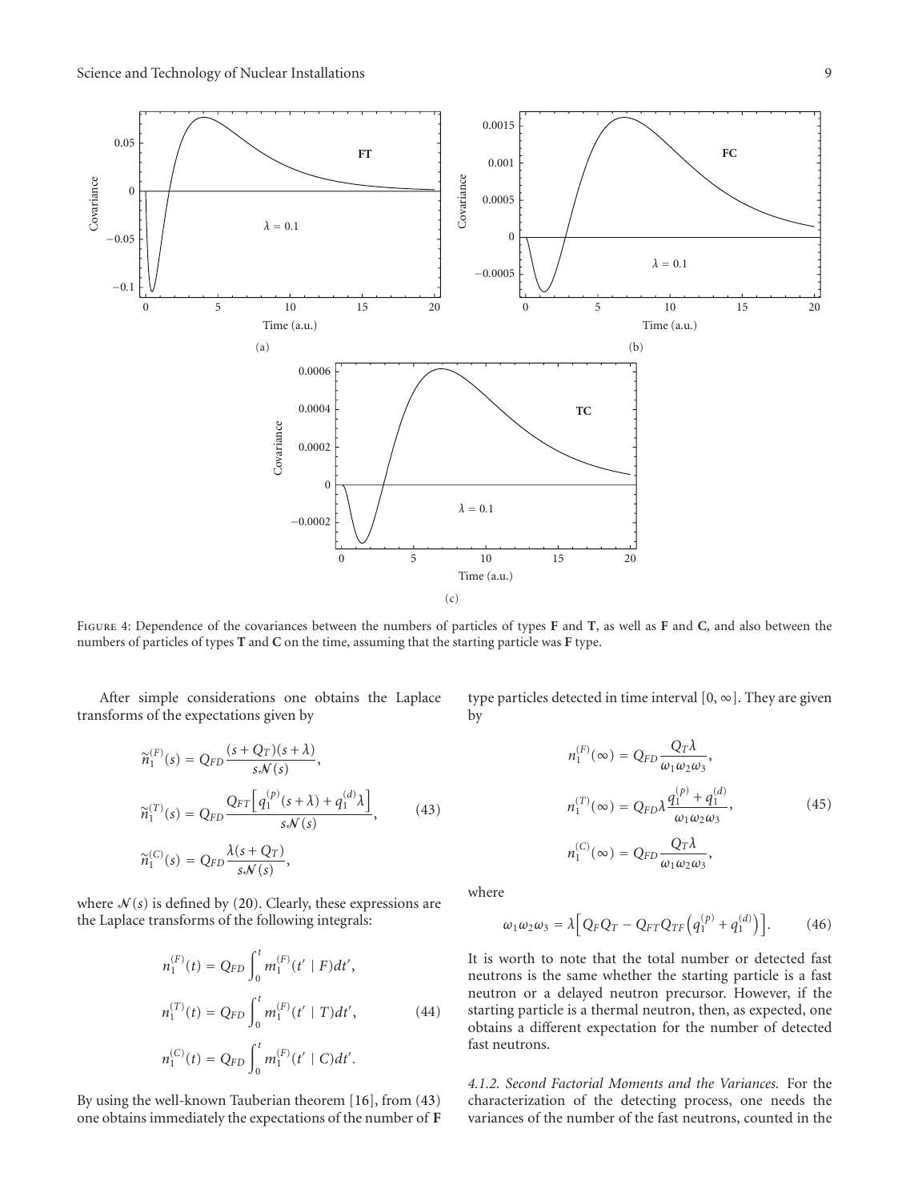Figure 4: Dependence of the covariances between the numbers of particles of types **F** and **T**, as well as **F** and **C**, and also between the numbers of particles of types **T** and **C** on the time, assuming that the starting particle was **F** type.

After simple considerations one obtains the Laplace transforms of the expectations given by

$$\tilde{n}_1^{(F)}(s) = Q_{FD}\frac{(s+Q_T)(s+\lambda)}{s\mathcal{N}(s)},$$
$$\tilde{n}_1^{(T)}(s) = Q_{FD}\frac{Q_{FT}\left[q_1^{(p)}(s+\lambda)+q_1^{(d)}\lambda\right]}{s\mathcal{N}(s)}, \tag{43}$$
$$\tilde{n}_1^{(C)}(s) = Q_{FD}\frac{\lambda(s+Q_T)}{s\mathcal{N}(s)},$$

where $\mathcal{N}(s)$ is defined by (20). Clearly, these expressions are the Laplace transforms of the following integrals:

$$n_1^{(F)}(t) = Q_{FD}\int_0^t m_1^{(F)}(t' \mid F)dt',$$
$$n_1^{(T)}(t) = Q_{FD}\int_0^t m_1^{(F)}(t' \mid T)dt', \tag{44}$$
$$n_1^{(C)}(t) = Q_{FD}\int_0^t m_1^{(F)}(t' \mid C)dt'.$$

By using the well-known Tauberian theorem [16], from (43) one obtains immediately the expectations of the number of **F** type particles detected in time interval $[0,\infty]$. They are given by

$$n_1^{(F)}(\infty) = Q_{FD}\frac{Q_T\lambda}{\omega_1\omega_2\omega_3},$$
$$n_1^{(T)}(\infty) = Q_{FD}\lambda\frac{q_1^{(p)}+q_1^{(d)}}{\omega_1\omega_2\omega_3}, \tag{45}$$
$$n_1^{(C)}(\infty) = Q_{FD}\frac{Q_T\lambda}{\omega_1\omega_2\omega_3},$$

where

$$\omega_1\omega_2\omega_3 = \lambda\left[Q_FQ_T - Q_{FT}Q_{TF}\left(q_1^{(p)}+q_1^{(d)}\right)\right]. \tag{46}$$

It is worth to note that the total number or detected fast neutrons is the same whether the starting particle is a fast neutron or a delayed neutron precursor. However, if the starting particle is a thermal neutron, then, as expected, one obtains a different expectation for the number of detected fast neutrons.

*4.1.2. Second Factorial Moments and the Variances.* For the characterization of the detecting process, one needs the variances of the number of the fast neutrons, counted in the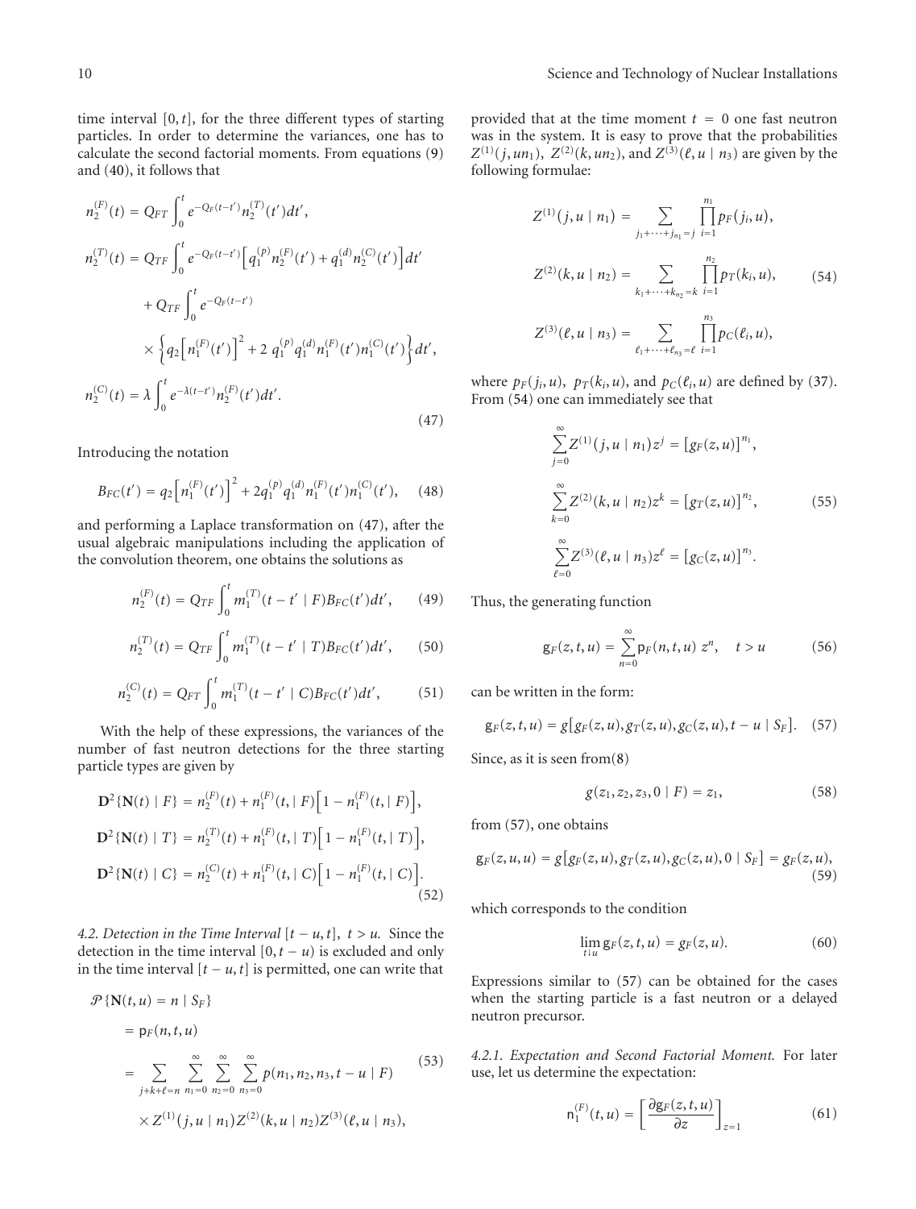time interval $[0, t]$, for the three different types of starting particles. In order to determine the variances, one has to calculate the second factorial moments. From equations (9) and (40), it follows that

$$
\begin{aligned}
n_2^{(F)}(t) &= Q_{FT} \int_0^t e^{-Q_F(t-t')} n_2^{(T)}(t') dt', \\
n_2^{(T)}(t) &= Q_{TF} \int_0^t e^{-Q_F(t-t')} \left[ q_1^{(p)} n_2^{(F)}(t') + q_1^{(d)} n_2^{(C)}(t') \right] dt' \\
&\quad + Q_{TF} \int_0^t e^{-Q_F(t-t')} \\
&\quad \times \left\{ q_2 \left[ n_1^{(F)}(t') \right]^2 + 2\, q_1^{(p)} q_1^{(d)} n_1^{(F)}(t') n_1^{(C)}(t') \right\} dt', \\
n_2^{(C)}(t) &= \lambda \int_0^t e^{-\lambda(t-t')} n_2^{(F)}(t') dt'.
\end{aligned}
\tag{47}
$$

Introducing the notation

$$
B_{FC}(t') = q_2 \left[ n_1^{(F)}(t') \right]^2 + 2 q_1^{(p)} q_1^{(d)} n_1^{(F)}(t') n_1^{(C)}(t'), \tag{48}
$$

and performing a Laplace transformation on (47), after the usual algebraic manipulations including the application of the convolution theorem, one obtains the solutions as

$$
n_2^{(F)}(t) = Q_{TF} \int_0^t m_1^{(T)}(t - t' \mid F) B_{FC}(t') dt', \tag{49}
$$

$$
n_2^{(T)}(t) = Q_{TF} \int_0^t m_1^{(T)}(t - t' \mid T) B_{FC}(t') dt', \tag{50}
$$

$$
n_2^{(C)}(t) = Q_{FT} \int_0^t m_1^{(T)}(t - t' \mid C) B_{FC}(t') dt', \tag{51}
$$

With the help of these expressions, the variances of the number of fast neutron detections for the three starting particle types are given by

$$
\begin{aligned}
\mathbf{D}^2\{\mathbf{N}(t) \mid F\} &= n_2^{(F)}(t) + n_1^{(F)}(t, \mid F) \left[ 1 - n_1^{(F)}(t, \mid F) \right], \\
\mathbf{D}^2\{\mathbf{N}(t) \mid T\} &= n_2^{(T)}(t) + n_1^{(F)}(t, \mid T) \left[ 1 - n_1^{(F)}(t, \mid T) \right], \\
\mathbf{D}^2\{\mathbf{N}(t) \mid C\} &= n_2^{(C)}(t) + n_1^{(F)}(t, \mid C) \left[ 1 - n_1^{(F)}(t, \mid C) \right].
\end{aligned}
\tag{52}
$$

*4.2. Detection in the Time Interval $[t-u, t]$, $t > u$.* Since the detection in the time interval $[0, t-u)$ is excluded and only in the time interval $[t-u, t]$ is permitted, one can write that

$$
\begin{aligned}
&\mathcal{P}\{\mathbf{N}(t, u) = n \mid S_F\} \\
&\quad = \mathsf{p}_F(n, t, u) \\
&\quad = \sum_{j+k+\ell=n} \sum_{n_1=0}^{\infty} \sum_{n_2=0}^{\infty} \sum_{n_3=0}^{\infty} p(n_1, n_2, n_3, t-u \mid F) \\
&\quad \times Z^{(1)}(j, u \mid n_1) Z^{(2)}(k, u \mid n_2) Z^{(3)}(\ell, u \mid n_3),
\end{aligned}
\tag{53}
$$

provided that at the time moment $t = 0$ one fast neutron was in the system. It is easy to prove that the probabilities $Z^{(1)}(j, un_1)$, $Z^{(2)}(k, un_2)$, and $Z^{(3)}(\ell, u \mid n_3)$ are given by the following formulae:

$$
\begin{aligned}
Z^{(1)}(j, u \mid n_1) &= \sum_{j_1 + \cdots + j_{n_1} = j} \prod_{i=1}^{n_1} p_F(j_i, u), \\
Z^{(2)}(k, u \mid n_2) &= \sum_{k_1 + \cdots + k_{n_2} = k} \prod_{i=1}^{n_2} p_T(k_i, u), \\
Z^{(3)}(\ell, u \mid n_3) &= \sum_{\ell_1 + \cdots + \ell_{n_3} = \ell} \prod_{i=1}^{n_3} p_C(\ell_i, u),
\end{aligned}
\tag{54}
$$

where $p_F(j_i, u)$, $p_T(k_i, u)$, and $p_C(\ell_i, u)$ are defined by (37). From (54) one can immediately see that

$$
\begin{aligned}
\sum_{j=0}^{\infty} Z^{(1)}(j, u \mid n_1) z^j &= \left[ g_F(z, u) \right]^{n_1}, \\
\sum_{k=0}^{\infty} Z^{(2)}(k, u \mid n_2) z^k &= \left[ g_T(z, u) \right]^{n_2}, \\
\sum_{\ell=0}^{\infty} Z^{(3)}(\ell, u \mid n_3) z^\ell &= \left[ g_C(z, u) \right]^{n_3}.
\end{aligned}
\tag{55}
$$

Thus, the generating function

$$
\mathsf{g}_F(z, t, u) = \sum_{n=0}^{\infty} \mathsf{p}_F(n, t, u)\, z^n, \quad t > u \tag{56}
$$

can be written in the form:

$$
\mathsf{g}_F(z, t, u) = g[g_F(z, u), g_T(z, u), g_C(z, u), t - u \mid S_F]. \tag{57}
$$

Since, as it is seen from(8)

$$
g(z_1, z_2, z_3, 0 \mid F) = z_1, \tag{58}
$$

from (57), one obtains

$$
\mathsf{g}_F(z, u, u) = g[g_F(z, u), g_T(z, u), g_C(z, u), 0 \mid S_F] = g_F(z, u), \tag{59}
$$

which corresponds to the condition

$$
\lim_{t \downarrow u} \mathsf{g}_F(z, t, u) = g_F(z, u). \tag{60}
$$

Expressions similar to (57) can be obtained for the cases when the starting particle is a fast neutron or a delayed neutron precursor.

*4.2.1. Expectation and Second Factorial Moment.* For later use, let us determine the expectation:

$$
\mathsf{n}_1^{(F)}(t, u) = \left[ \frac{\partial \mathsf{g}_F(z, t, u)}{\partial z} \right]_{z=1} \tag{61}
$$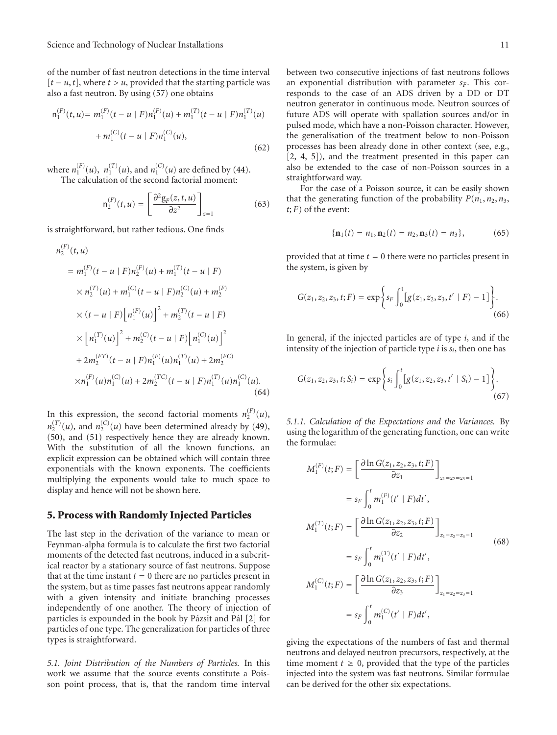of the number of fast neutron detections in the time interval $[t-u, t]$, where $t > u$, provided that the starting particle was also a fast neutron. By using (57) one obtains

$$\mathsf{n}_1^{(F)}(t,u) = m_1^{(F)}(t-u \mid F)n_1^{(F)}(u) + m_1^{(T)}(t-u \mid F)n_1^{(T)}(u) + m_1^{(C)}(t-u \mid F)n_1^{(C)}(u), \tag{62}$$

where $n_1^{(F)}(u)$, $n_1^{(T)}(u)$, and $n_1^{(C)}(u)$ are defined by (44).

The calculation of the second factorial moment:

$$\mathsf{n}_2^{(F)}(t,u) = \left[\frac{\partial^2 \mathsf{g}_F(z,t,u)}{\partial z^2}\right]_{z=1} \tag{63}$$

is straightforward, but rather tedious. One finds

$$\begin{aligned} n_2^{(F)}(t,u) &= m_1^{(F)}(t-u \mid F)n_2^{(F)}(u) + m_1^{(T)}(t-u \mid F) \\ &\quad \times n_2^{(T)}(u) + m_1^{(C)}(t-u \mid F)n_2^{(C)}(u) + m_2^{(F)} \\ &\quad \times (t-u \mid F)\left[n_1^{(F)}(u)\right]^2 + m_2^{(T)}(t-u \mid F) \\ &\quad \times \left[n_1^{(T)}(u)\right]^2 + m_2^{(C)}(t-u \mid F)\left[n_1^{(C)}(u)\right]^2 \\ &\quad + 2m_2^{(FT)}(t-u \mid F)n_1^{(F)}(u)n_1^{(T)}(u) + 2m_2^{(FC)} \\ &\quad \times n_1^{(F)}(u)n_1^{(C)}(u) + 2m_2^{(TC)}(t-u \mid F)n_1^{(T)}(u)n_1^{(C)}(u). \end{aligned} \tag{64}$$

In this expression, the second factorial moments $n_2^{(F)}(u)$, $n_2^{(T)}(u)$, and $n_2^{(C)}(u)$ have been determined already by (49), (50), and (51) respectively hence they are already known. With the substitution of all the known functions, an explicit expression can be obtained which will contain three exponentials with the known exponents. The coefficients multiplying the exponents would take to much space to display and hence will not be shown here.

## 5. Process with Randomly Injected Particles

The last step in the derivation of the variance to mean or Feynman-alpha formula is to calculate the first two factorial moments of the detected fast neutrons, induced in a subcritical reactor by a stationary source of fast neutrons. Suppose that at the time instant $t = 0$ there are no particles present in the system, but as time passes fast neutrons appear randomly with a given intensity and initiate branching processes independently of one another. The theory of injection of particles is expounded in the book by Pázsit and Pál [2] for particles of one type. The generalization for particles of three types is straightforward.

*5.1. Joint Distribution of the Numbers of Particles.* In this work we assume that the source events constitute a Poisson point process, that is, that the random time interval between two consecutive injections of fast neutrons follows an exponential distribution with parameter $s_F$. This corresponds to the case of an ADS driven by a DD or DT neutron generator in continuous mode. Neutron sources of future ADS will operate with spallation sources and/or in pulsed mode, which have a non-Poisson character. However, the generalisation of the treatment below to non-Poisson processes has been already done in other context (see, e.g., [2, 4, 5]), and the treatment presented in this paper can also be extended to the case of non-Poisson sources in a straightforward way.

For the case of a Poisson source, it can be easily shown that the generating function of the probability $P(n_1, n_2, n_3, t; F)$ of the event:

$$\{\mathbf{n}_1(t) = n_1, \mathbf{n}_2(t) = n_2, \mathbf{n}_3(t) = n_3\}, \tag{65}$$

provided that at time $t = 0$ there were no particles present in the system, is given by

$$G(z_1,z_2,z_3,t;F) = \exp\left\{s_F \int_0^t \left[g(z_1,z_2,z_3,t' \mid F) - 1\right]\right\}. \tag{66}$$

In general, if the injected particles are of type $i$, and if the intensity of the injection of particle type $i$ is $s_i$, then one has

$$G(z_1,z_2,z_3,t;S_i) = \exp\left\{s_i \int_0^t \left[g(z_1,z_2,z_3,t' \mid S_i) - 1\right]\right\}. \tag{67}$$

*5.1.1. Calculation of the Expectations and the Variances.* By using the logarithm of the generating function, one can write the formulae:

$$\begin{aligned} M_1^{(F)}(t;F) &= \left[\frac{\partial \ln G(z_1,z_2,z_3,t;F)}{\partial z_1}\right]_{z_1=z_2=z_3=1} \\ &= s_F \int_0^t m_1^{(F)}(t' \mid F)dt', \\ M_1^{(T)}(t;F) &= \left[\frac{\partial \ln G(z_1,z_2,z_3,t;F)}{\partial z_2}\right]_{z_1=z_2=z_3=1} \\ &= s_F \int_0^t m_1^{(T)}(t' \mid F)dt', \\ M_1^{(C)}(t;F) &= \left[\frac{\partial \ln G(z_1,z_2,z_3,t;F)}{\partial z_3}\right]_{z_1=z_2=z_3=1} \\ &= s_F \int_0^t m_1^{(C)}(t' \mid F)dt', \end{aligned} \tag{68}$$

giving the expectations of the numbers of fast and thermal neutrons and delayed neutron precursors, respectively, at the time moment $t \geq 0$, provided that the type of the particles injected into the system was fast neutrons. Similar formulae can be derived for the other six expectations.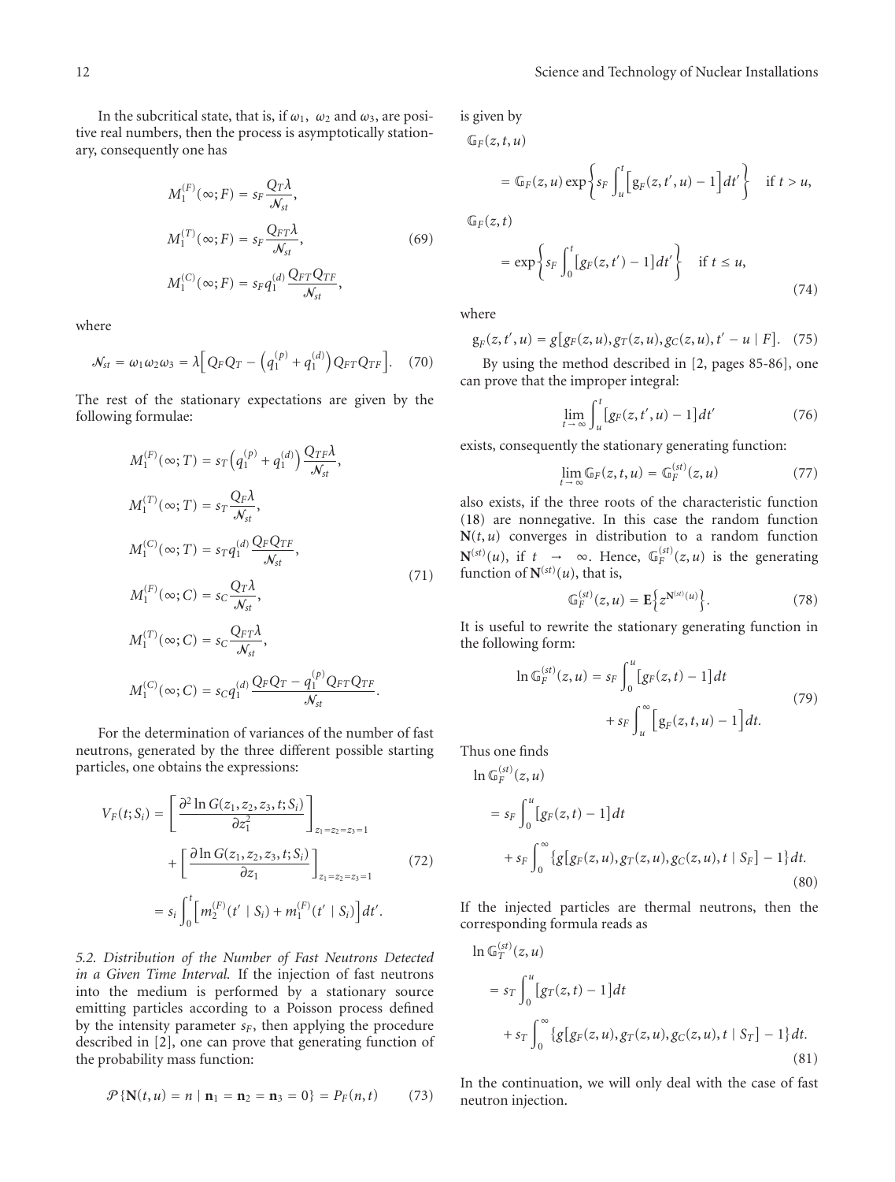In the subcritical state, that is, if $\omega_1$, $\omega_2$ and $\omega_3$, are positive real numbers, then the process is asymptotically stationary, consequently one has

$$
\begin{aligned}
M_1^{(F)}(\infty; F) &= s_F \frac{Q_T \lambda}{\mathcal{N}_{st}}, \\
M_1^{(T)}(\infty; F) &= s_F \frac{Q_{FT} \lambda}{\mathcal{N}_{st}}, \\
M_1^{(C)}(\infty; F) &= s_F q_1^{(d)} \frac{Q_{FT} Q_{TF}}{\mathcal{N}_{st}},
\end{aligned}
\tag{69}
$$

where

$$
\mathcal{N}_{st} = \omega_1 \omega_2 \omega_3 = \lambda \Big[ Q_F Q_T - \Big( q_1^{(p)} + q_1^{(d)} \Big) Q_{FT} Q_{TF} \Big]. \tag{70}
$$

The rest of the stationary expectations are given by the following formulae:

$$
\begin{aligned}
M_1^{(F)}(\infty; T) &= s_T \Big( q_1^{(p)} + q_1^{(d)} \Big) \frac{Q_{TF} \lambda}{\mathcal{N}_{st}}, \\
M_1^{(T)}(\infty; T) &= s_T \frac{Q_F \lambda}{\mathcal{N}_{st}}, \\
M_1^{(C)}(\infty; T) &= s_T q_1^{(d)} \frac{Q_F Q_{TF}}{\mathcal{N}_{st}}, \\
M_1^{(F)}(\infty; C) &= s_C \frac{Q_T \lambda}{\mathcal{N}_{st}}, \\
M_1^{(T)}(\infty; C) &= s_C \frac{Q_{FT} \lambda}{\mathcal{N}_{st}}, \\
M_1^{(C)}(\infty; C) &= s_C q_1^{(d)} \frac{Q_F Q_T - q_1^{(p)} Q_{FT} Q_{TF}}{\mathcal{N}_{st}}.
\end{aligned}
\tag{71}
$$

For the determination of variances of the number of fast neutrons, generated by the three different possible starting particles, one obtains the expressions:

$$
\begin{aligned}
V_F(t; S_i) &= \left[ \frac{\partial^2 \ln G(z_1, z_2, z_3, t; S_i)}{\partial z_1^2} \right]_{z_1 = z_2 = z_3 = 1} \\
&\quad + \left[ \frac{\partial \ln G(z_1, z_2, z_3, t; S_i)}{\partial z_1} \right]_{z_1 = z_2 = z_3 = 1} \\
&= s_i \int_0^t \Big[ m_2^{(F)}(t' \mid S_i) + m_1^{(F)}(t' \mid S_i) \Big] dt'.
\end{aligned}
\tag{72}
$$

*5.2. Distribution of the Number of Fast Neutrons Detected in a Given Time Interval.* If the injection of fast neutrons into the medium is performed by a stationary source emitting particles according to a Poisson process defined by the intensity parameter $s_F$, then applying the procedure described in [2], one can prove that generating function of the probability mass function:

$$
\mathcal{P}\{\mathbf{N}(t,u) = n \mid \mathbf{n}_1 = \mathbf{n}_2 = \mathbf{n}_3 = 0\} = P_F(n,t) \tag{73}
$$

is given by

$$
\begin{aligned}
&\mathbb{G}_F(z,t,u) \\
&\quad = \mathbb{G}_F(z,u) \exp\left\{ s_F \int_u^t \Big[ \mathrm{g}_F(z,t',u) - 1 \Big] dt' \right\} \quad \text{if } t > u, \\
&\mathbb{G}_F(z,t) \\
&\quad = \exp\left\{ s_F \int_0^t [g_F(z,t') - 1] dt' \right\} \quad \text{if } t \le u,
\end{aligned}
\tag{74}
$$

where

$$
\mathrm{g}_F(z,t',u) = g[g_F(z,u), g_T(z,u), g_C(z,u), t' - u \mid F]. \tag{75}
$$

By using the method described in [2, pages 85-86], one can prove that the improper integral:

$$
\lim_{t \to \infty} \int_u^t [g_F(z,t',u) - 1] dt' \tag{76}
$$

exists, consequently the stationary generating function:

$$
\lim_{t \to \infty} \mathbb{G}_F(z,t,u) = \mathbb{G}_F^{(st)}(z,u) \tag{77}
$$

also exists, if the three roots of the characteristic function (18) are nonnegative. In this case the random function $\mathbf{N}(t,u)$ converges in distribution to a random function $\mathbf{N}^{(st)}(u)$, if $t \to \infty$. Hence, $\mathbb{G}_F^{(st)}(z,u)$ is the generating function of $\mathbf{N}^{(st)}(u)$, that is,

$$
\mathbb{G}_F^{(st)}(z,u) = \mathbf{E}\Big\{ z^{\mathbf{N}^{(st)}(u)} \Big\}. \tag{78}
$$

It is useful to rewrite the stationary generating function in the following form:

$$
\begin{aligned}
\ln \mathbb{G}_F^{(st)}(z,u) &= s_F \int_0^u [g_F(z,t) - 1] dt \\
&\quad + s_F \int_u^\infty \Big[ \mathrm{g}_F(z,t,u) - 1 \Big] dt.
\end{aligned}
\tag{79}
$$

Thus one finds

$$
\begin{aligned}
&\ln \mathbb{G}_F^{(st)}(z,u) \\
&\quad = s_F \int_0^u [g_F(z,t) - 1] dt \\
&\quad\quad + s_F \int_0^\infty \{ g[g_F(z,u), g_T(z,u), g_C(z,u), t \mid S_F] - 1 \} dt.
\end{aligned}
\tag{80}
$$

If the injected particles are thermal neutrons, then the corresponding formula reads as

$$
\begin{aligned}
&\ln \mathbb{G}_T^{(st)}(z,u) \\
&\quad = s_T \int_0^u [g_T(z,t) - 1] dt \\
&\quad\quad + s_T \int_0^\infty \{ g[g_F(z,u), g_T(z,u), g_C(z,u), t \mid S_T] - 1 \} dt.
\end{aligned}
\tag{81}
$$

In the continuation, we will only deal with the case of fast neutron injection.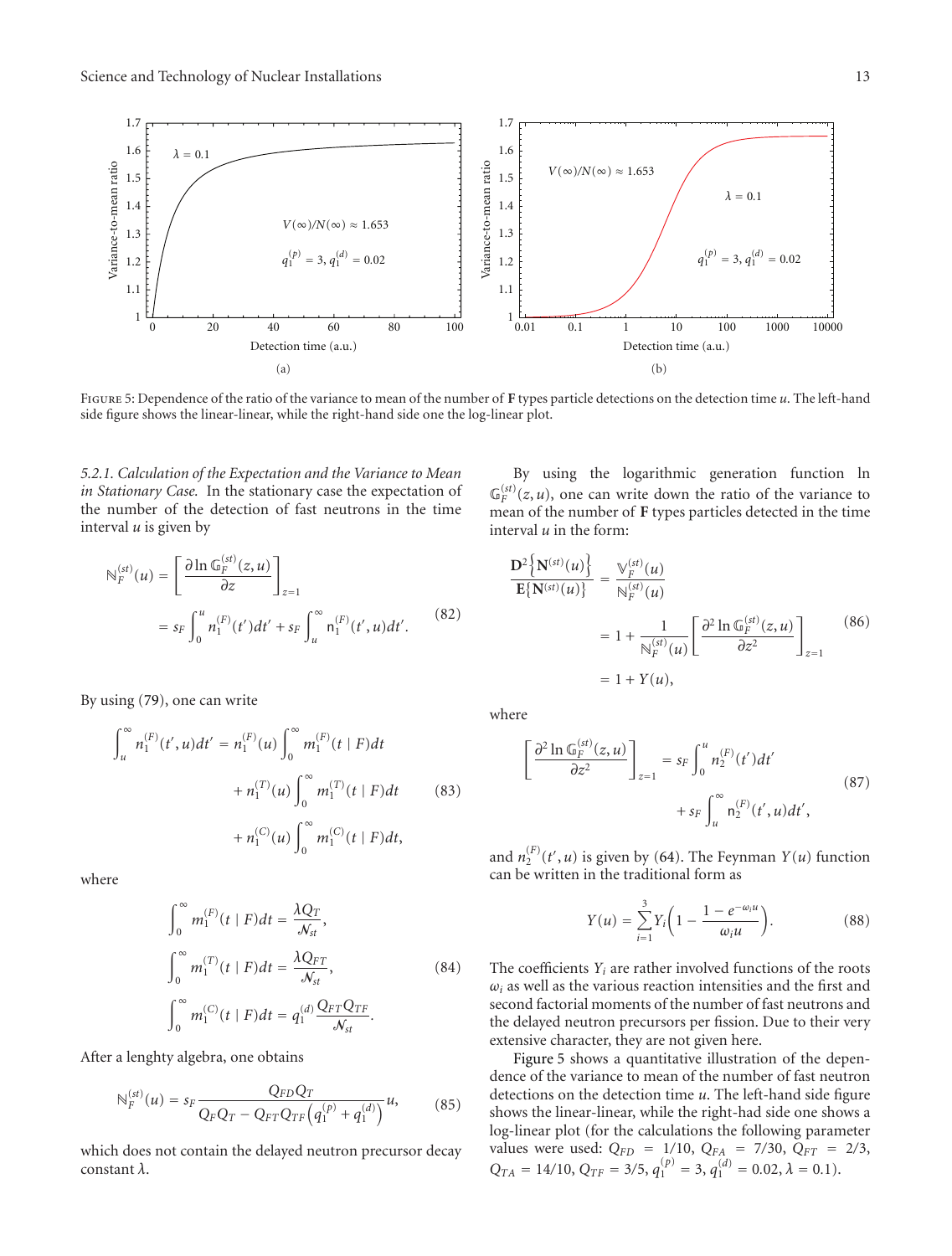Figure 5: Dependence of the ratio of the variance to mean of the number of **F** types particle detections on the detection time $u$. The left-hand side figure shows the linear-linear, while the right-hand side one the log-linear plot.

*5.2.1. Calculation of the Expectation and the Variance to Mean in Stationary Case.* In the stationary case the expectation of the number of the detection of fast neutrons in the time interval $u$ is given by

$$\mathbb{N}_F^{(st)}(u) = \left[\frac{\partial \ln \mathbb{G}_F^{(st)}(z,u)}{\partial z}\right]_{z=1} = s_F \int_0^u n_1^{(F)}(t')dt' + s_F \int_u^\infty \mathsf{n}_1^{(F)}(t',u)dt'. \tag{82}$$

By using (79), one can write

$$\int_u^\infty n_1^{(F)}(t',u)dt' = n_1^{(F)}(u)\int_0^\infty m_1^{(F)}(t \mid F)dt + n_1^{(T)}(u)\int_0^\infty m_1^{(T)}(t \mid F)dt + n_1^{(C)}(u)\int_0^\infty m_1^{(C)}(t \mid F)dt, \tag{83}$$

where

$$\int_0^\infty m_1^{(F)}(t \mid F)dt = \frac{\lambda Q_T}{\mathcal{N}_{st}},$$
$$\int_0^\infty m_1^{(T)}(t \mid F)dt = \frac{\lambda Q_{FT}}{\mathcal{N}_{st}}, \tag{84}$$
$$\int_0^\infty m_1^{(C)}(t \mid F)dt = q_1^{(d)}\frac{Q_{FT}Q_{TF}}{\mathcal{N}_{st}}.$$

After a lenghty algebra, one obtains

$$\mathbb{N}_F^{(st)}(u) = s_F \frac{Q_{FD}Q_T}{Q_F Q_T - Q_{FT}Q_{TF}\left(q_1^{(p)} + q_1^{(d)}\right)}u, \tag{85}$$

which does not contain the delayed neutron precursor decay constant $\lambda$.

By using the logarithmic generation function $\ln \mathbb{G}_F^{(st)}(z,u)$, one can write down the ratio of the variance to mean of the number of **F** types particles detected in the time interval $u$ in the form:

$$\frac{\mathbf{D}^2\left\{\mathbf{N}^{(st)}(u)\right\}}{\mathbf{E}\left\{\mathbf{N}^{(st)}(u)\right\}} = \frac{\mathbb{V}_F^{(st)}(u)}{\mathbb{N}_F^{(st)}(u)} = 1 + \frac{1}{\mathbb{N}_F^{(st)}(u)}\left[\frac{\partial^2 \ln \mathbb{G}_F^{(st)}(z,u)}{\partial z^2}\right]_{z=1} = 1 + Y(u), \tag{86}$$

where

$$\left[\frac{\partial^2 \ln \mathbb{G}_F^{(st)}(z,u)}{\partial z^2}\right]_{z=1} = s_F \int_0^u n_2^{(F)}(t')dt' + s_F \int_u^\infty \mathsf{n}_2^{(F)}(t',u)dt', \tag{87}$$

and $n_2^{(F)}(t',u)$ is given by (64). The Feynman $Y(u)$ function can be written in the traditional form as

$$Y(u) = \sum_{i=1}^{3} Y_i\left(1 - \frac{1 - e^{-\omega_i u}}{\omega_i u}\right). \tag{88}$$

The coefficients $Y_i$ are rather involved functions of the roots $\omega_i$ as well as the various reaction intensities and the first and second factorial moments of the number of fast neutrons and the delayed neutron precursors per fission. Due to their very extensive character, they are not given here.

Figure 5 shows a quantitative illustration of the dependence of the variance to mean of the number of fast neutron detections on the detection time $u$. The left-hand side figure shows the linear-linear, while the right-had side one shows a log-linear plot (for the calculations the following parameter values were used: $Q_{FD} = 1/10$, $Q_{FA} = 7/30$, $Q_{FT} = 2/3$, $Q_{TA} = 14/10$, $Q_{TF} = 3/5$, $q_1^{(p)} = 3$, $q_1^{(d)} = 0.02$, $\lambda = 0.1$).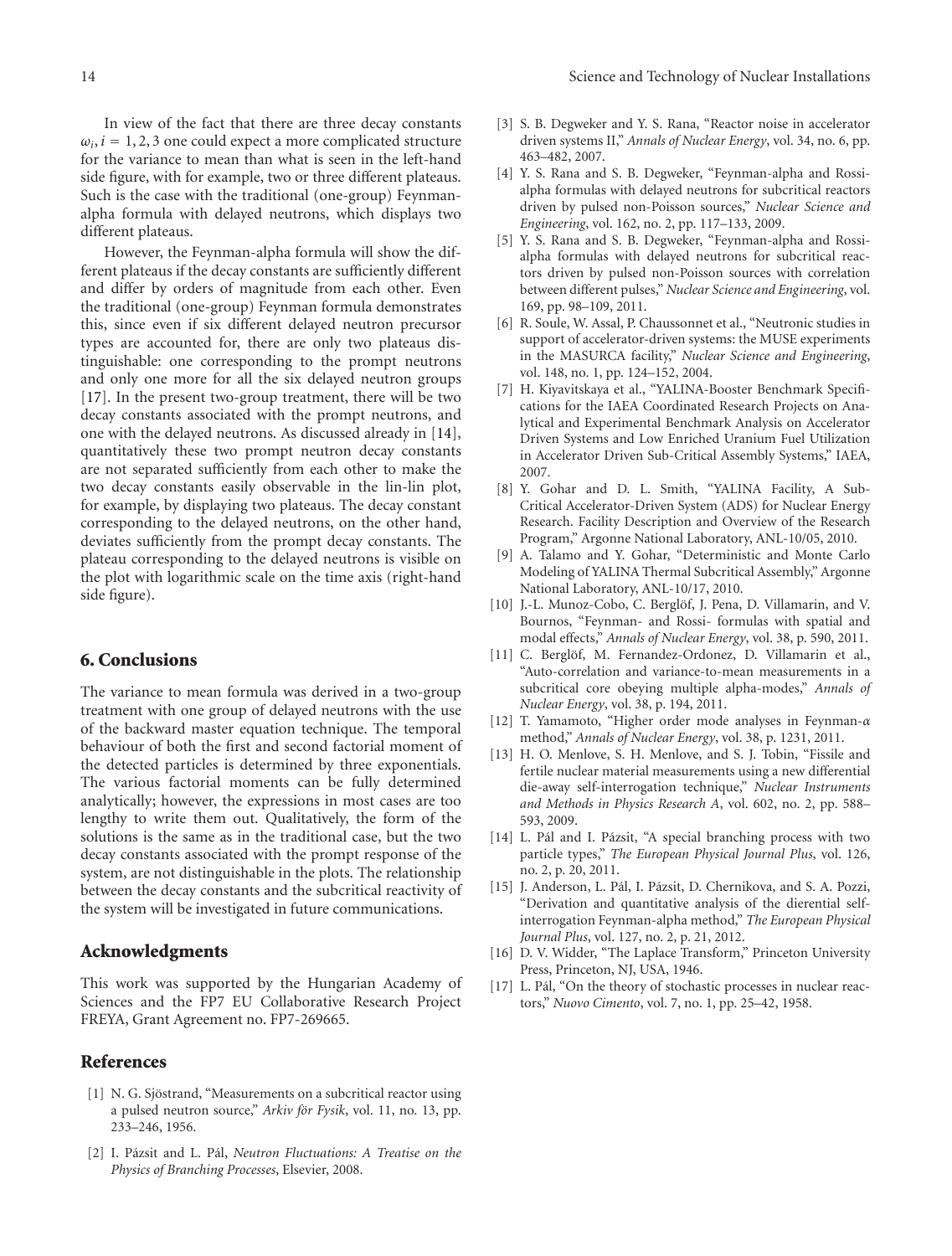In view of the fact that there are three decay constants $\omega_i, i = 1, 2, 3$ one could expect a more complicated structure for the variance to mean than what is seen in the left-hand side figure, with for example, two or three different plateaus. Such is the case with the traditional (one-group) Feynman-alpha formula with delayed neutrons, which displays two different plateaus.

However, the Feynman-alpha formula will show the different plateaus if the decay constants are sufficiently different and differ by orders of magnitude from each other. Even the traditional (one-group) Feynman formula demonstrates this, since even if six different delayed neutron precursor types are accounted for, there are only two plateaus distinguishable: one corresponding to the prompt neutrons and only one more for all the six delayed neutron groups [17]. In the present two-group treatment, there will be two decay constants associated with the prompt neutrons, and one with the delayed neutrons. As discussed already in [14], quantitatively these two prompt neutron decay constants are not separated sufficiently from each other to make the two decay constants easily observable in the lin-lin plot, for example, by displaying two plateaus. The decay constant corresponding to the delayed neutrons, on the other hand, deviates sufficiently from the prompt decay constants. The plateau corresponding to the delayed neutrons is visible on the plot with logarithmic scale on the time axis (right-hand side figure).

## 6. Conclusions

The variance to mean formula was derived in a two-group treatment with one group of delayed neutrons with the use of the backward master equation technique. The temporal behaviour of both the first and second factorial moment of the detected particles is determined by three exponentials. The various factorial moments can be fully determined analytically; however, the expressions in most cases are too lengthy to write them out. Qualitatively, the form of the solutions is the same as in the traditional case, but the two decay constants associated with the prompt response of the system, are not distinguishable in the plots. The relationship between the decay constants and the subcritical reactivity of the system will be investigated in future communications.

## Acknowledgments

This work was supported by the Hungarian Academy of Sciences and the FP7 EU Collaborative Research Project FREYA, Grant Agreement no. FP7-269665.

## References

[1] N. G. Sjöstrand, "Measurements on a subcritical reactor using a pulsed neutron source," *Arkiv för Fysik*, vol. 11, no. 13, pp. 233–246, 1956.

[2] I. Pázsit and L. Pál, *Neutron Fluctuations: A Treatise on the Physics of Branching Processes*, Elsevier, 2008.

[3] S. B. Degweker and Y. S. Rana, "Reactor noise in accelerator driven systems II," *Annals of Nuclear Energy*, vol. 34, no. 6, pp. 463–482, 2007.

[4] Y. S. Rana and S. B. Degweker, "Feynman-alpha and Rossi-alpha formulas with delayed neutrons for subcritical reactors driven by pulsed non-Poisson sources," *Nuclear Science and Engineering*, vol. 162, no. 2, pp. 117–133, 2009.

[5] Y. S. Rana and S. B. Degweker, "Feynman-alpha and Rossi-alpha formulas with delayed neutrons for subcritical reactors driven by pulsed non-Poisson sources with correlation between different pulses," *Nuclear Science and Engineering*, vol. 169, pp. 98–109, 2011.

[6] R. Soule, W. Assal, P. Chaussonnet et al., "Neutronic studies in support of accelerator-driven systems: the MUSE experiments in the MASURCA facility," *Nuclear Science and Engineering*, vol. 148, no. 1, pp. 124–152, 2004.

[7] H. Kiyavitskaya et al., "YALINA-Booster Benchmark Specifications for the IAEA Coordinated Research Projects on Analytical and Experimental Benchmark Analysis on Accelerator Driven Systems and Low Enriched Uranium Fuel Utilization in Accelerator Driven Sub-Critical Assembly Systems," IAEA, 2007.

[8] Y. Gohar and D. L. Smith, "YALINA Facility, A Sub-Critical Accelerator-Driven System (ADS) for Nuclear Energy Research. Facility Description and Overview of the Research Program," Argonne National Laboratory, ANL-10/05, 2010.

[9] A. Talamo and Y. Gohar, "Deterministic and Monte Carlo Modeling of YALINA Thermal Subcritical Assembly," Argonne National Laboratory, ANL-10/17, 2010.

[10] J.-L. Munoz-Cobo, C. Berglöf, J. Pena, D. Villamarin, and V. Bournos, "Feynman- and Rossi- formulas with spatial and modal effects," *Annals of Nuclear Energy*, vol. 38, p. 590, 2011.

[11] C. Berglöf, M. Fernandez-Ordonez, D. Villamarin et al., "Auto-correlation and variance-to-mean measurements in a subcritical core obeying multiple alpha-modes," *Annals of Nuclear Energy*, vol. 38, p. 194, 2011.

[12] T. Yamamoto, "Higher order mode analyses in Feynman-$\alpha$ method," *Annals of Nuclear Energy*, vol. 38, p. 1231, 2011.

[13] H. O. Menlove, S. H. Menlove, and S. J. Tobin, "Fissile and fertile nuclear material measurements using a new differential die-away self-interrogation technique," *Nuclear Instruments and Methods in Physics Research A*, vol. 602, no. 2, pp. 588–593, 2009.

[14] L. Pál and I. Pázsit, "A special branching process with two particle types," *The European Physical Journal Plus*, vol. 126, no. 2, p. 20, 2011.

[15] J. Anderson, L. Pál, I. Pázsit, D. Chernikova, and S. A. Pozzi, "Derivation and quantitative analysis of the dierential self-interrogation Feynman-alpha method," *The European Physical Journal Plus*, vol. 127, no. 2, p. 21, 2012.

[16] D. V. Widder, "The Laplace Transform," Princeton University Press, Princeton, NJ, USA, 1946.

[17] L. Pál, "On the theory of stochastic processes in nuclear reactors," *Nuovo Cimento*, vol. 7, no. 1, pp. 25–42, 1958.